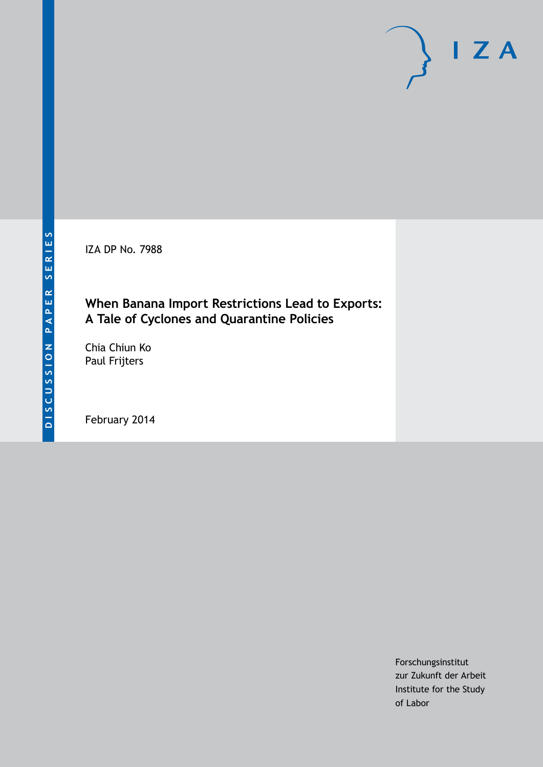IZA

DISCUSSION PAPER SERIES

IZA DP No. 7988

# When Banana Import Restrictions Lead to Exports: A Tale of Cyclones and Quarantine Policies

Chia Chiun Ko
Paul Frijters

February 2014

Forschungsinstitut
zur Zukunft der Arbeit
Institute for the Study
of Labor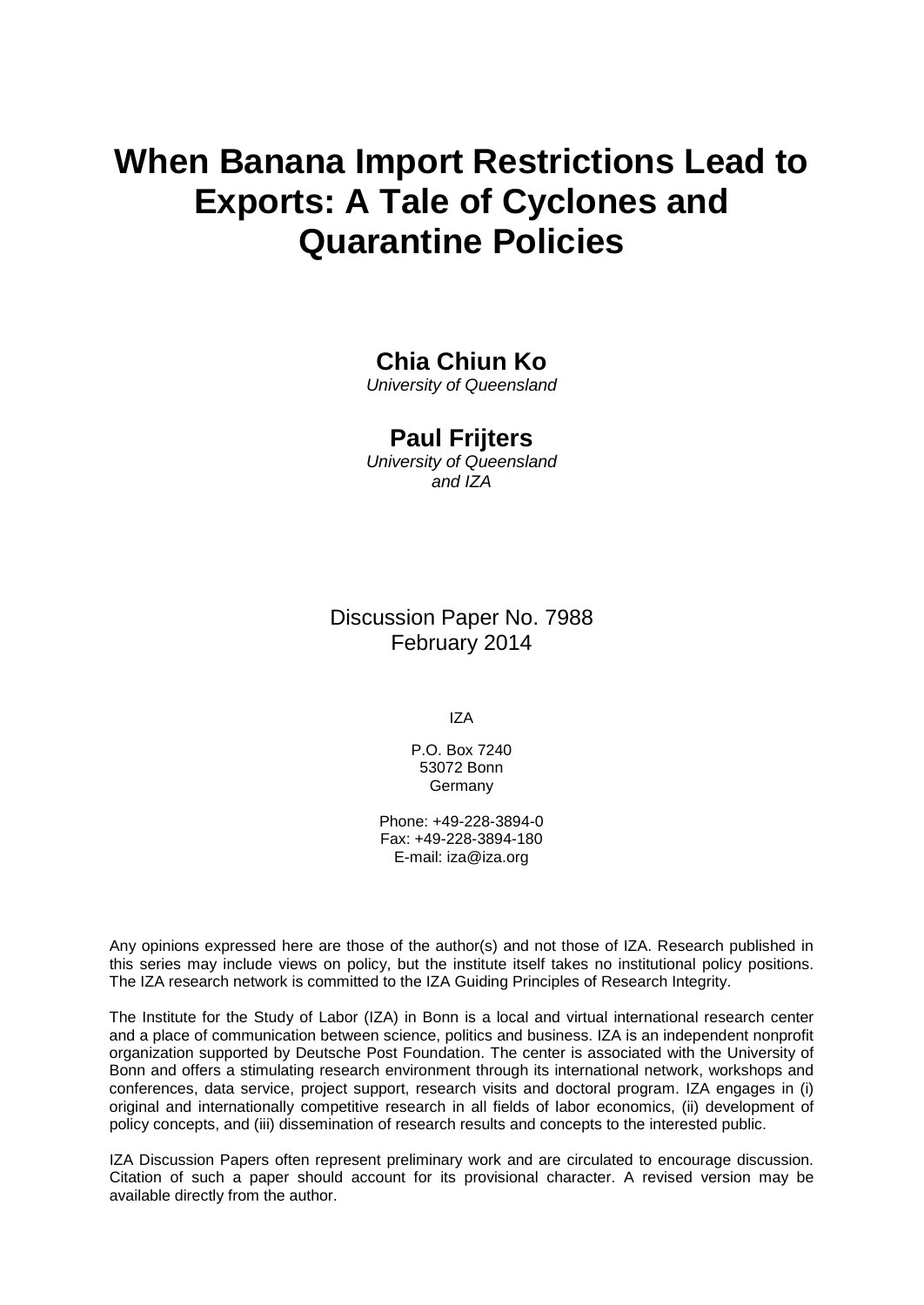# When Banana Import Restrictions Lead to Exports: A Tale of Cyclones and Quarantine Policies

**Chia Chiun Ko**
*University of Queensland*

**Paul Frijters**
*University of Queensland and IZA*

Discussion Paper No. 7988
February 2014

IZA

P.O. Box 7240
53072 Bonn
Germany

Phone: +49-228-3894-0
Fax: +49-228-3894-180
E-mail: iza@iza.org

Any opinions expressed here are those of the author(s) and not those of IZA. Research published in this series may include views on policy, but the institute itself takes no institutional policy positions. The IZA research network is committed to the IZA Guiding Principles of Research Integrity.

The Institute for the Study of Labor (IZA) in Bonn is a local and virtual international research center and a place of communication between science, politics and business. IZA is an independent nonprofit organization supported by Deutsche Post Foundation. The center is associated with the University of Bonn and offers a stimulating research environment through its international network, workshops and conferences, data service, project support, research visits and doctoral program. IZA engages in (i) original and internationally competitive research in all fields of labor economics, (ii) development of policy concepts, and (iii) dissemination of research results and concepts to the interested public.

IZA Discussion Papers often represent preliminary work and are circulated to encourage discussion. Citation of such a paper should account for its provisional character. A revised version may be available directly from the author.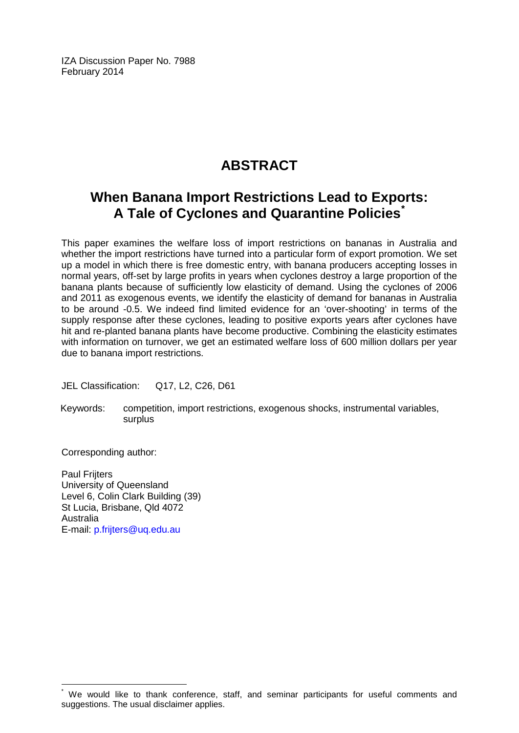IZA Discussion Paper No. 7988
February 2014

# ABSTRACT

## When Banana Import Restrictions Lead to Exports: A Tale of Cyclones and Quarantine Policies[*]

This paper examines the welfare loss of import restrictions on bananas in Australia and whether the import restrictions have turned into a particular form of export promotion. We set up a model in which there is free domestic entry, with banana producers accepting losses in normal years, off-set by large profits in years when cyclones destroy a large proportion of the banana plants because of sufficiently low elasticity of demand. Using the cyclones of 2006 and 2011 as exogenous events, we identify the elasticity of demand for bananas in Australia to be around -0.5. We indeed find limited evidence for an 'over-shooting' in terms of the supply response after these cyclones, leading to positive exports years after cyclones have hit and re-planted banana plants have become productive. Combining the elasticity estimates with information on turnover, we get an estimated welfare loss of 600 million dollars per year due to banana import restrictions.

JEL Classification: Q17, L2, C26, D61

Keywords: competition, import restrictions, exogenous shocks, instrumental variables, surplus

Corresponding author:

Paul Frijters
University of Queensland
Level 6, Colin Clark Building (39)
St Lucia, Brisbane, Qld 4072
Australia
E-mail: p.frijters@uq.edu.au

[*] We would like to thank conference, staff, and seminar participants for useful comments and suggestions. The usual disclaimer applies.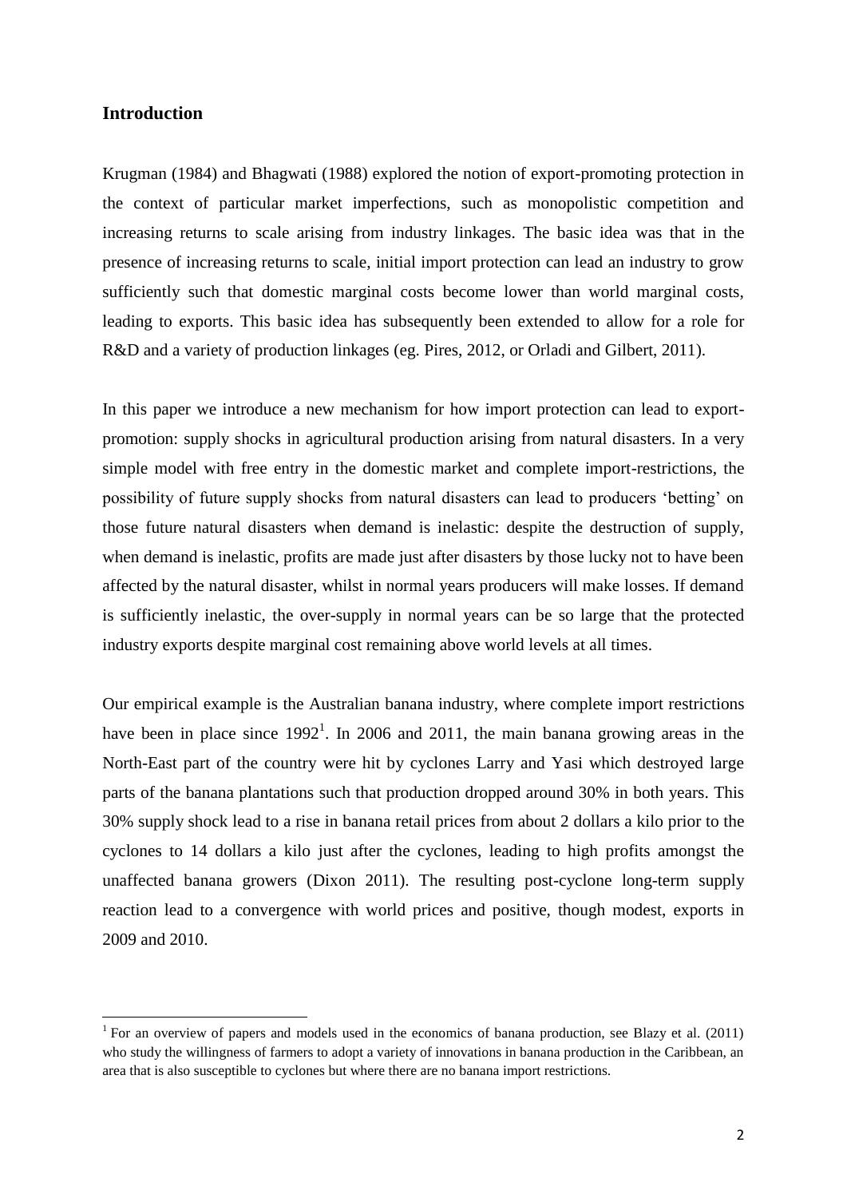## Introduction

Krugman (1984) and Bhagwati (1988) explored the notion of export-promoting protection in the context of particular market imperfections, such as monopolistic competition and increasing returns to scale arising from industry linkages. The basic idea was that in the presence of increasing returns to scale, initial import protection can lead an industry to grow sufficiently such that domestic marginal costs become lower than world marginal costs, leading to exports. This basic idea has subsequently been extended to allow for a role for R&D and a variety of production linkages (eg. Pires, 2012, or Orladi and Gilbert, 2011).

In this paper we introduce a new mechanism for how import protection can lead to export-promotion: supply shocks in agricultural production arising from natural disasters. In a very simple model with free entry in the domestic market and complete import-restrictions, the possibility of future supply shocks from natural disasters can lead to producers 'betting' on those future natural disasters when demand is inelastic: despite the destruction of supply, when demand is inelastic, profits are made just after disasters by those lucky not to have been affected by the natural disaster, whilst in normal years producers will make losses. If demand is sufficiently inelastic, the over-supply in normal years can be so large that the protected industry exports despite marginal cost remaining above world levels at all times.

Our empirical example is the Australian banana industry, where complete import restrictions have been in place since 1992[1]. In 2006 and 2011, the main banana growing areas in the North-East part of the country were hit by cyclones Larry and Yasi which destroyed large parts of the banana plantations such that production dropped around 30% in both years. This 30% supply shock lead to a rise in banana retail prices from about 2 dollars a kilo prior to the cyclones to 14 dollars a kilo just after the cyclones, leading to high profits amongst the unaffected banana growers (Dixon 2011). The resulting post-cyclone long-term supply reaction lead to a convergence with world prices and positive, though modest, exports in 2009 and 2010.

[1] For an overview of papers and models used in the economics of banana production, see Blazy et al. (2011) who study the willingness of farmers to adopt a variety of innovations in banana production in the Caribbean, an area that is also susceptible to cyclones but where there are no banana import restrictions.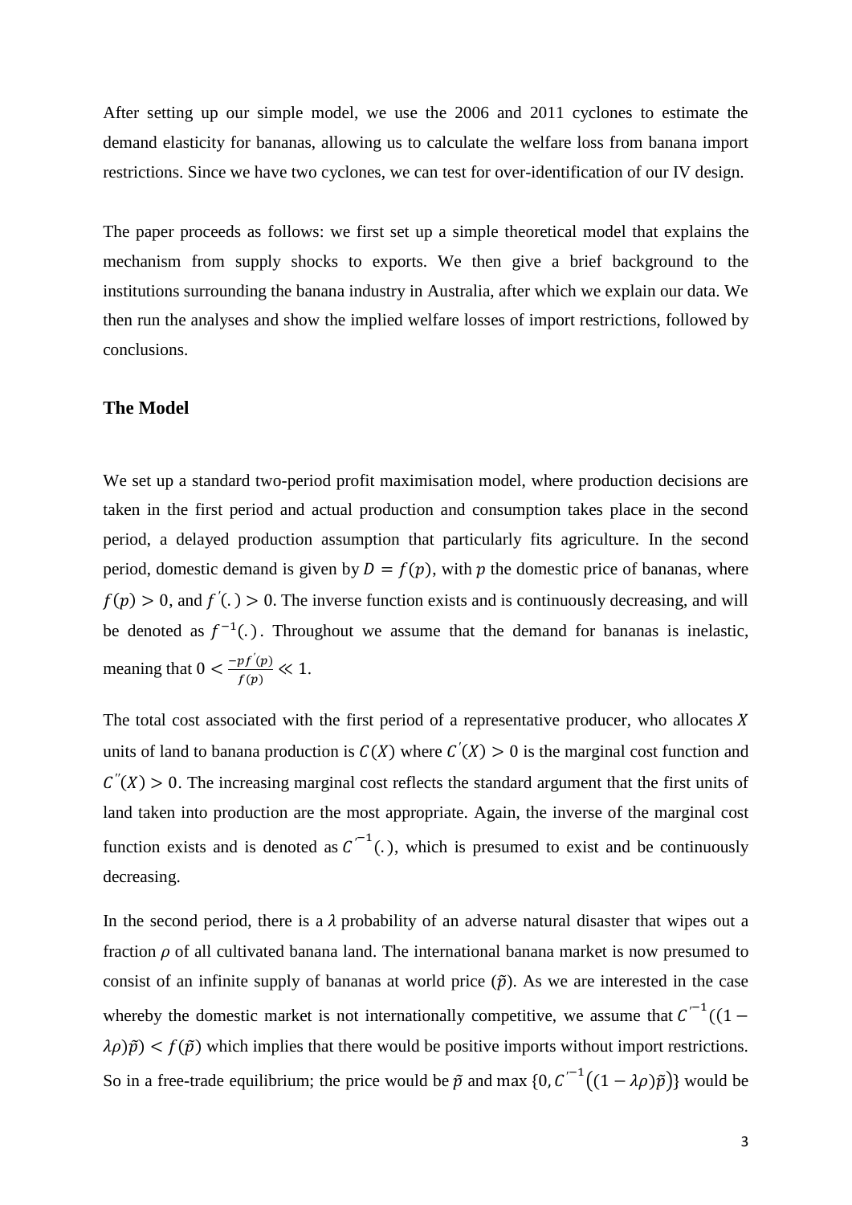After setting up our simple model, we use the 2006 and 2011 cyclones to estimate the demand elasticity for bananas, allowing us to calculate the welfare loss from banana import restrictions. Since we have two cyclones, we can test for over-identification of our IV design.

The paper proceeds as follows: we first set up a simple theoretical model that explains the mechanism from supply shocks to exports. We then give a brief background to the institutions surrounding the banana industry in Australia, after which we explain our data. We then run the analyses and show the implied welfare losses of import restrictions, followed by conclusions.

### The Model

We set up a standard two-period profit maximisation model, where production decisions are taken in the first period and actual production and consumption takes place in the second period, a delayed production assumption that particularly fits agriculture. In the second period, domestic demand is given by $D = f(p)$, with $p$ the domestic price of bananas, where $f(p) > 0$, and $f^{'}(.) > 0$. The inverse function exists and is continuously decreasing, and will be denoted as $f^{-1}(.)$. Throughout we assume that the demand for bananas is inelastic, meaning that $0 < \frac{-pf^{'}(p)}{f(p)} \ll 1$.

The total cost associated with the first period of a representative producer, who allocates $X$ units of land to banana production is $C(X)$ where $C^{'}(X) > 0$ is the marginal cost function and $C^{''}(X) > 0$. The increasing marginal cost reflects the standard argument that the first units of land taken into production are the most appropriate. Again, the inverse of the marginal cost function exists and is denoted as $C^{'^{-1}}(.)$, which is presumed to exist and be continuously decreasing.

In the second period, there is a $\lambda$ probability of an adverse natural disaster that wipes out a fraction $\rho$ of all cultivated banana land. The international banana market is now presumed to consist of an infinite supply of bananas at world price ($\tilde{p}$). As we are interested in the case whereby the domestic market is not internationally competitive, we assume that $C^{'^{-1}}((1 - \lambda\rho)\tilde{p}) < f(\tilde{p})$ which implies that there would be positive imports without import restrictions. So in a free-trade equilibrium; the price would be $\tilde{p}$ and $\max\{0, C^{'^{-1}}\big((1 - \lambda\rho)\tilde{p}\big)\}$ would be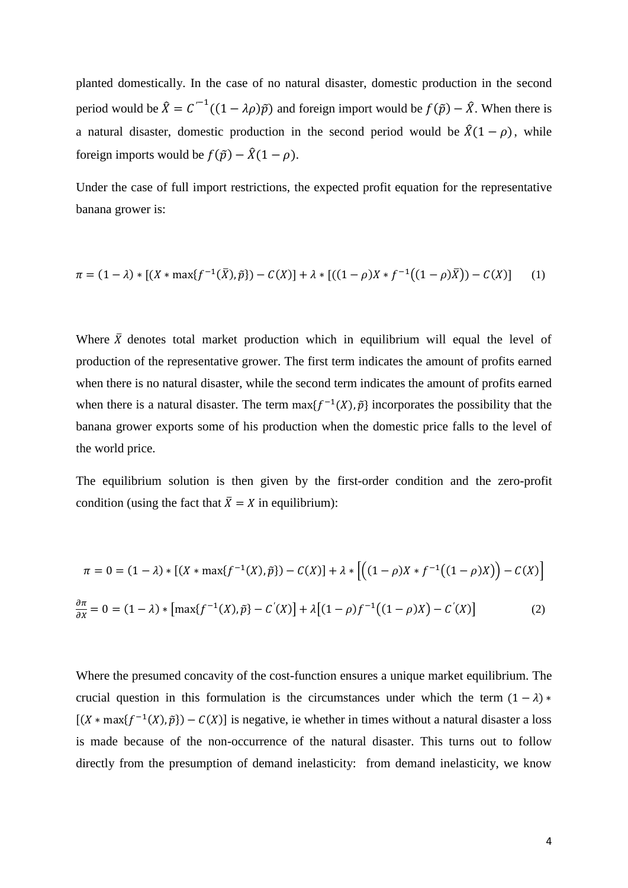planted domestically. In the case of no natural disaster, domestic production in the second period would be $\hat{X} = C'^{-1}((1-\lambda\rho)\tilde{p})$ and foreign import would be $f(\tilde{p}) - \hat{X}$. When there is a natural disaster, domestic production in the second period would be $\hat{X}(1-\rho)$, while foreign imports would be $f(\tilde{p}) - \hat{X}(1-\rho)$.

Under the case of full import restrictions, the expected profit equation for the representative banana grower is:

$$\pi = (1-\lambda) * [(X * \max\{f^{-1}(\bar{X}), \tilde{p}\}) - C(X)] + \lambda * [((1-\rho)X * f^{-1}((1-\rho)\bar{X})) - C(X)] \qquad (1)$$

Where $\bar{X}$ denotes total market production which in equilibrium will equal the level of production of the representative grower. The first term indicates the amount of profits earned when there is no natural disaster, while the second term indicates the amount of profits earned when there is a natural disaster. The term $\max\{f^{-1}(X), \tilde{p}\}$ incorporates the possibility that the banana grower exports some of his production when the domestic price falls to the level of the world price.

The equilibrium solution is then given by the first-order condition and the zero-profit condition (using the fact that $\bar{X} = X$ in equilibrium):

$$\pi = 0 = (1-\lambda) * [(X * \max\{f^{-1}(X), \tilde{p}\}) - C(X)] + \lambda * \left[\left((1-\rho)X * f^{-1}((1-\rho)X)\right) - C(X)\right]$$

$$\frac{\partial \pi}{\partial X} = 0 = (1-\lambda) * \left[\max\{f^{-1}(X), \tilde{p}\} - C'(X)\right] + \lambda\left[(1-\rho)f^{-1}\left((1-\rho)X\right) - C'(X)\right] \qquad (2)$$

Where the presumed concavity of the cost-function ensures a unique market equilibrium. The crucial question in this formulation is the circumstances under which the term $(1-\lambda) * [(X * \max\{f^{-1}(X), \tilde{p}\}) - C(X)]$ is negative, ie whether in times without a natural disaster a loss is made because of the non-occurrence of the natural disaster. This turns out to follow directly from the presumption of demand inelasticity: from demand inelasticity, we know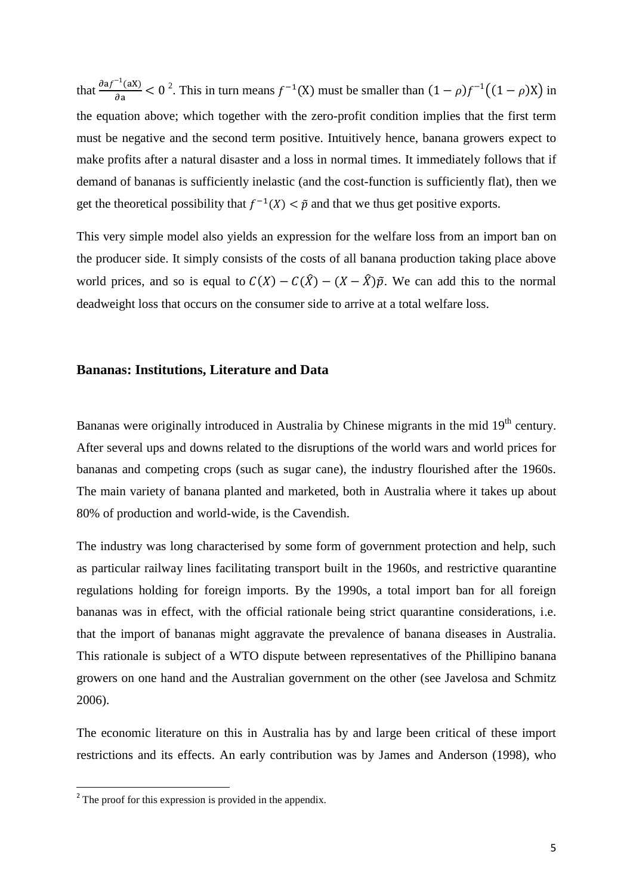that $\frac{\partial a f^{-1}(aX)}{\partial a} < 0$ [2]. This in turn means $f^{-1}(X)$ must be smaller than $(1-\rho)f^{-1}\big((1-\rho)X\big)$ in the equation above; which together with the zero-profit condition implies that the first term must be negative and the second term positive. Intuitively hence, banana growers expect to make profits after a natural disaster and a loss in normal times. It immediately follows that if demand of bananas is sufficiently inelastic (and the cost-function is sufficiently flat), then we get the theoretical possibility that $f^{-1}(X) < \tilde{p}$ and that we thus get positive exports.

This very simple model also yields an expression for the welfare loss from an import ban on the producer side. It simply consists of the costs of all banana production taking place above world prices, and so is equal to $C(X) - C(\hat{X}) - (X - \hat{X})\tilde{p}$. We can add this to the normal deadweight loss that occurs on the consumer side to arrive at a total welfare loss.

## Bananas: Institutions, Literature and Data

Bananas were originally introduced in Australia by Chinese migrants in the mid 19th century. After several ups and downs related to the disruptions of the world wars and world prices for bananas and competing crops (such as sugar cane), the industry flourished after the 1960s. The main variety of banana planted and marketed, both in Australia where it takes up about 80% of production and world-wide, is the Cavendish.

The industry was long characterised by some form of government protection and help, such as particular railway lines facilitating transport built in the 1960s, and restrictive quarantine regulations holding for foreign imports. By the 1990s, a total import ban for all foreign bananas was in effect, with the official rationale being strict quarantine considerations, i.e. that the import of bananas might aggravate the prevalence of banana diseases in Australia. This rationale is subject of a WTO dispute between representatives of the Phillipino banana growers on one hand and the Australian government on the other (see Javelosa and Schmitz 2006).

The economic literature on this in Australia has by and large been critical of these import restrictions and its effects. An early contribution was by James and Anderson (1998), who

[2] The proof for this expression is provided in the appendix.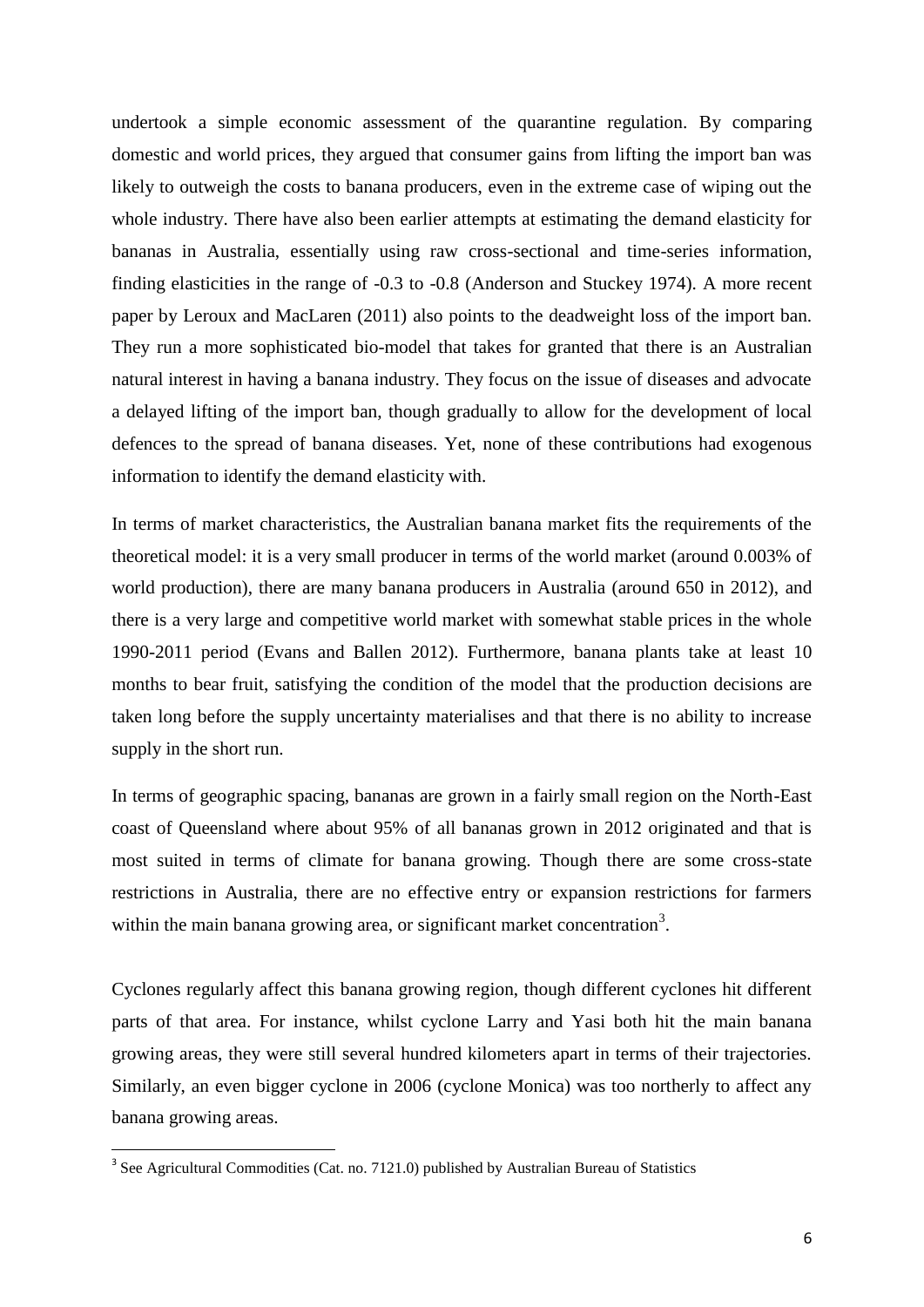undertook a simple economic assessment of the quarantine regulation. By comparing domestic and world prices, they argued that consumer gains from lifting the import ban was likely to outweigh the costs to banana producers, even in the extreme case of wiping out the whole industry. There have also been earlier attempts at estimating the demand elasticity for bananas in Australia, essentially using raw cross-sectional and time-series information, finding elasticities in the range of -0.3 to -0.8 (Anderson and Stuckey 1974). A more recent paper by Leroux and MacLaren (2011) also points to the deadweight loss of the import ban. They run a more sophisticated bio-model that takes for granted that there is an Australian natural interest in having a banana industry. They focus on the issue of diseases and advocate a delayed lifting of the import ban, though gradually to allow for the development of local defences to the spread of banana diseases. Yet, none of these contributions had exogenous information to identify the demand elasticity with.

In terms of market characteristics, the Australian banana market fits the requirements of the theoretical model: it is a very small producer in terms of the world market (around 0.003% of world production), there are many banana producers in Australia (around 650 in 2012), and there is a very large and competitive world market with somewhat stable prices in the whole 1990-2011 period (Evans and Ballen 2012). Furthermore, banana plants take at least 10 months to bear fruit, satisfying the condition of the model that the production decisions are taken long before the supply uncertainty materialises and that there is no ability to increase supply in the short run.

In terms of geographic spacing, bananas are grown in a fairly small region on the North-East coast of Queensland where about 95% of all bananas grown in 2012 originated and that is most suited in terms of climate for banana growing. Though there are some cross-state restrictions in Australia, there are no effective entry or expansion restrictions for farmers within the main banana growing area, or significant market concentration[3].

Cyclones regularly affect this banana growing region, though different cyclones hit different parts of that area. For instance, whilst cyclone Larry and Yasi both hit the main banana growing areas, they were still several hundred kilometers apart in terms of their trajectories. Similarly, an even bigger cyclone in 2006 (cyclone Monica) was too northerly to affect any banana growing areas.

[3] See Agricultural Commodities (Cat. no. 7121.0) published by Australian Bureau of Statistics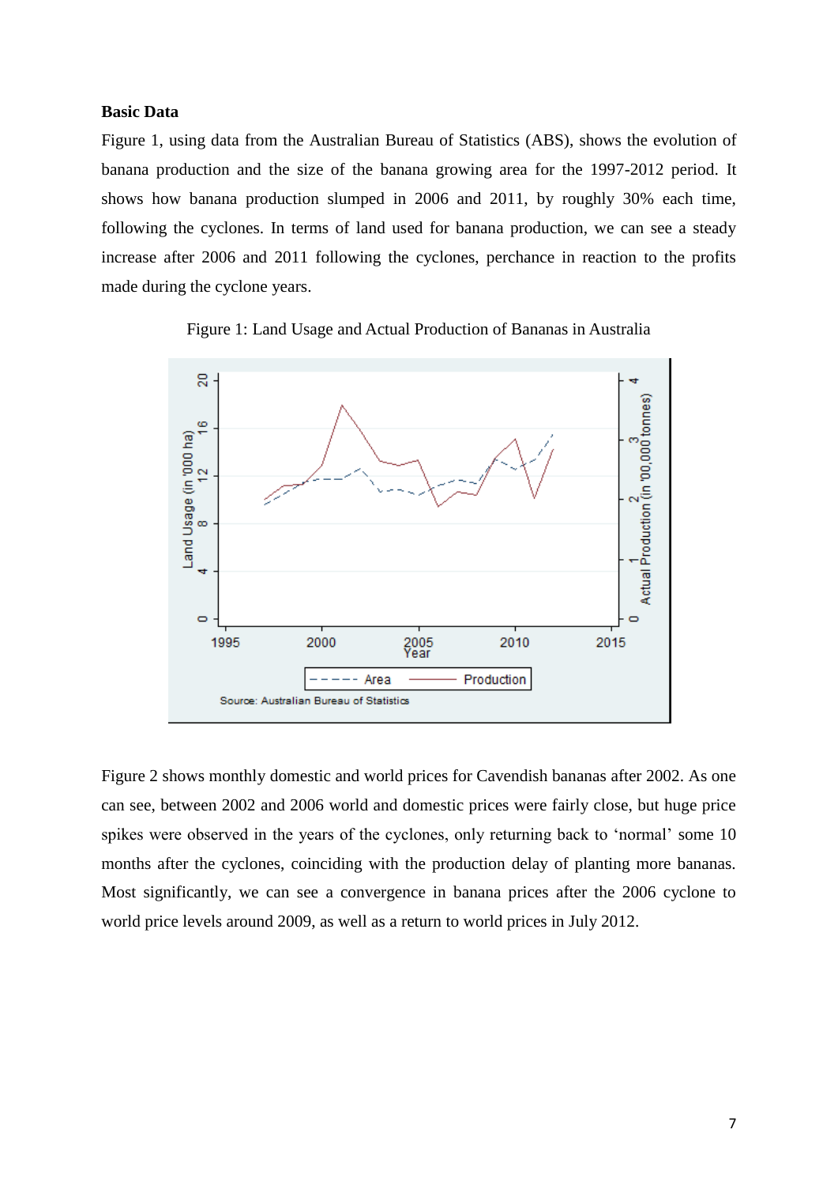**Basic Data**

Figure 1, using data from the Australian Bureau of Statistics (ABS), shows the evolution of banana production and the size of the banana growing area for the 1997-2012 period. It shows how banana production slumped in 2006 and 2011, by roughly 30% each time, following the cyclones. In terms of land used for banana production, we can see a steady increase after 2006 and 2011 following the cyclones, perchance in reaction to the profits made during the cyclone years.

Figure 1: Land Usage and Actual Production of Bananas in Australia

Figure 2 shows monthly domestic and world prices for Cavendish bananas after 2002. As one can see, between 2002 and 2006 world and domestic prices were fairly close, but huge price spikes were observed in the years of the cyclones, only returning back to 'normal' some 10 months after the cyclones, coinciding with the production delay of planting more bananas. Most significantly, we can see a convergence in banana prices after the 2006 cyclone to world price levels around 2009, as well as a return to world prices in July 2012.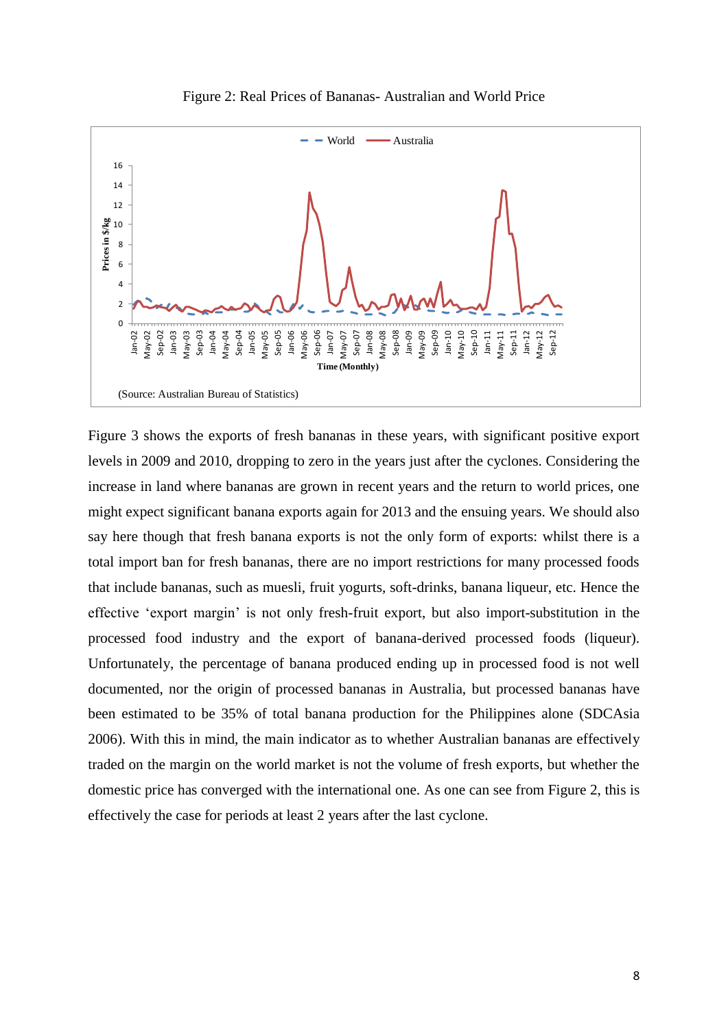Figure 2: Real Prices of Bananas- Australian and World Price

(Source: Australian Bureau of Statistics)

Figure 3 shows the exports of fresh bananas in these years, with significant positive export levels in 2009 and 2010, dropping to zero in the years just after the cyclones. Considering the increase in land where bananas are grown in recent years and the return to world prices, one might expect significant banana exports again for 2013 and the ensuing years. We should also say here though that fresh banana exports is not the only form of exports: whilst there is a total import ban for fresh bananas, there are no import restrictions for many processed foods that include bananas, such as muesli, fruit yogurts, soft-drinks, banana liqueur, etc. Hence the effective 'export margin' is not only fresh-fruit export, but also import-substitution in the processed food industry and the export of banana-derived processed foods (liqueur). Unfortunately, the percentage of banana produced ending up in processed food is not well documented, nor the origin of processed bananas in Australia, but processed bananas have been estimated to be 35% of total banana production for the Philippines alone (SDCAsia 2006). With this in mind, the main indicator as to whether Australian bananas are effectively traded on the margin on the world market is not the volume of fresh exports, but whether the domestic price has converged with the international one. As one can see from Figure 2, this is effectively the case for periods at least 2 years after the last cyclone.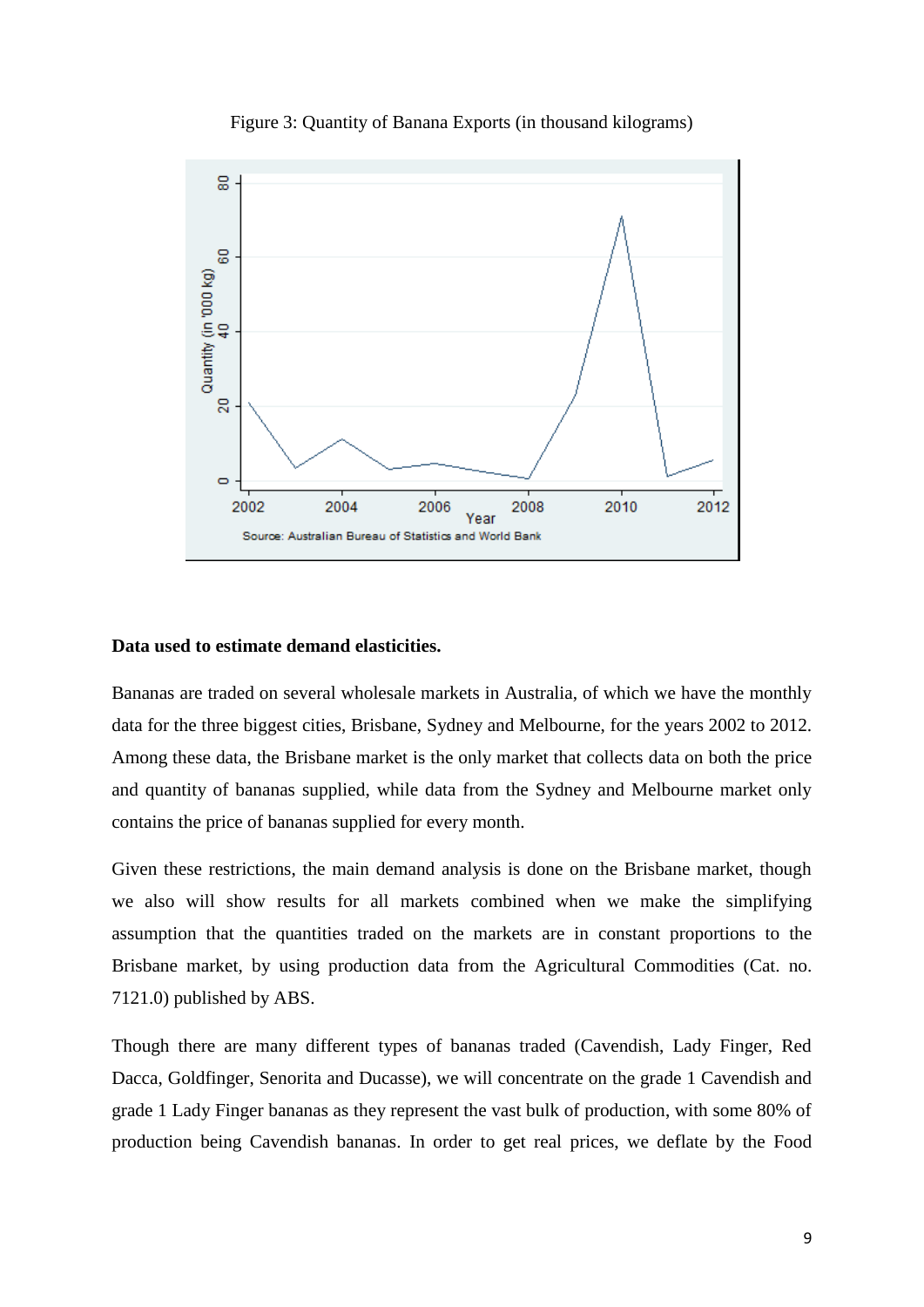Figure 3: Quantity of Banana Exports (in thousand kilograms)

**Data used to estimate demand elasticities.**

Bananas are traded on several wholesale markets in Australia, of which we have the monthly data for the three biggest cities, Brisbane, Sydney and Melbourne, for the years 2002 to 2012. Among these data, the Brisbane market is the only market that collects data on both the price and quantity of bananas supplied, while data from the Sydney and Melbourne market only contains the price of bananas supplied for every month.

Given these restrictions, the main demand analysis is done on the Brisbane market, though we also will show results for all markets combined when we make the simplifying assumption that the quantities traded on the markets are in constant proportions to the Brisbane market, by using production data from the Agricultural Commodities (Cat. no. 7121.0) published by ABS.

Though there are many different types of bananas traded (Cavendish, Lady Finger, Red Dacca, Goldfinger, Senorita and Ducasse), we will concentrate on the grade 1 Cavendish and grade 1 Lady Finger bananas as they represent the vast bulk of production, with some 80% of production being Cavendish bananas. In order to get real prices, we deflate by the Food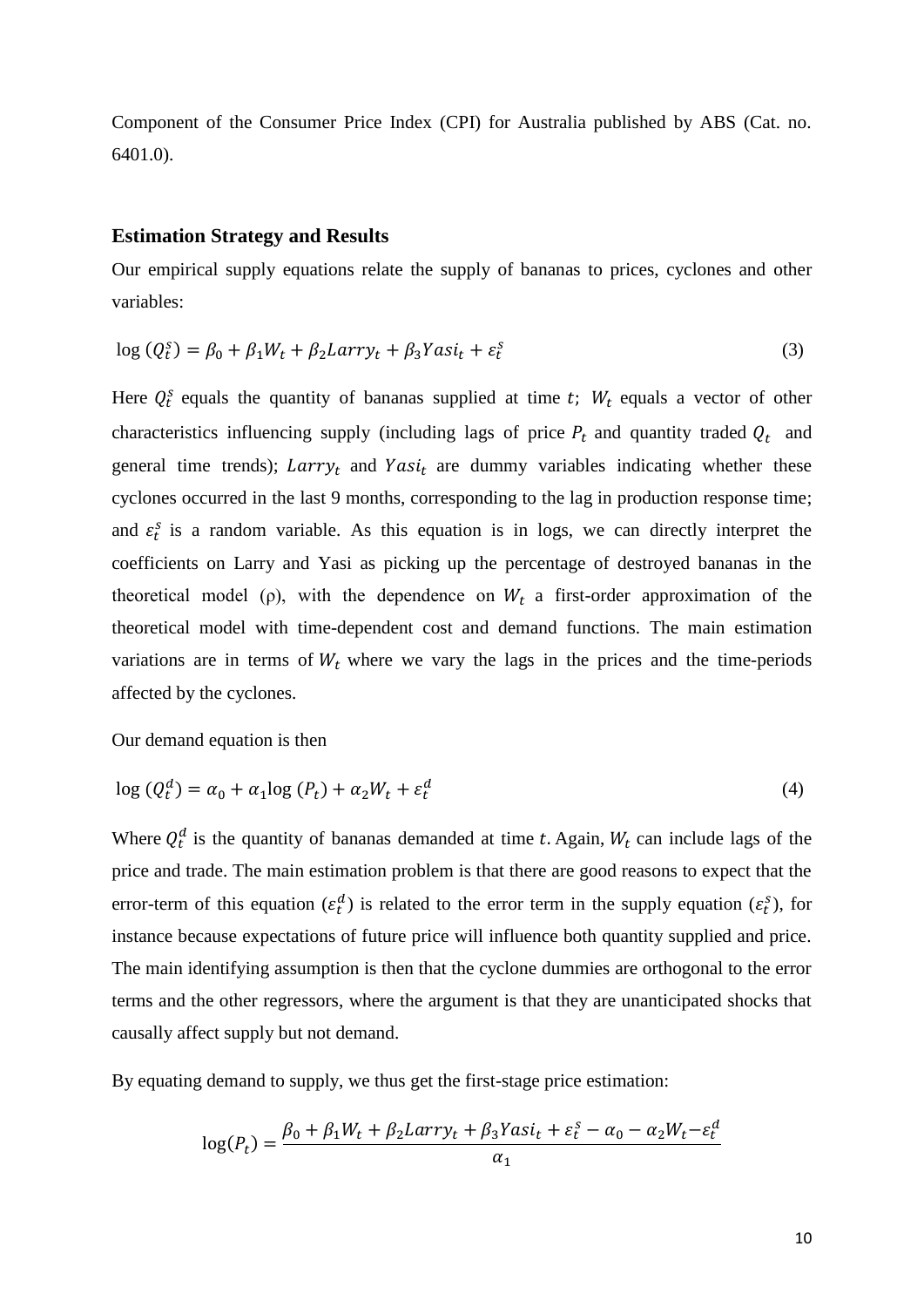Component of the Consumer Price Index (CPI) for Australia published by ABS (Cat. no. 6401.0).

### Estimation Strategy and Results

Our empirical supply equations relate the supply of bananas to prices, cyclones and other variables:

$$\log\left(Q_t^s\right) = \beta_0 + \beta_1 W_t + \beta_2 Larry_t + \beta_3 Yasi_t + \varepsilon_t^s \tag{3}$$

Here $Q_t^s$ equals the quantity of bananas supplied at time $t$; $W_t$ equals a vector of other characteristics influencing supply (including lags of price $P_t$ and quantity traded $Q_t$ and general time trends); $Larry_t$ and $Yasi_t$ are dummy variables indicating whether these cyclones occurred in the last 9 months, corresponding to the lag in production response time; and $\varepsilon_t^s$ is a random variable. As this equation is in logs, we can directly interpret the coefficients on Larry and Yasi as picking up the percentage of destroyed bananas in the theoretical model (ρ), with the dependence on $W_t$ a first-order approximation of the theoretical model with time-dependent cost and demand functions. The main estimation variations are in terms of $W_t$ where we vary the lags in the prices and the time-periods affected by the cyclones.

Our demand equation is then

$$\log\left(Q_t^d\right) = \alpha_0 + \alpha_1 \log\left(P_t\right) + \alpha_2 W_t + \varepsilon_t^d \tag{4}$$

Where $Q_t^d$ is the quantity of bananas demanded at time $t$. Again, $W_t$ can include lags of the price and trade. The main estimation problem is that there are good reasons to expect that the error-term of this equation ($\varepsilon_t^d$) is related to the error term in the supply equation ($\varepsilon_t^s$), for instance because expectations of future price will influence both quantity supplied and price. The main identifying assumption is then that the cyclone dummies are orthogonal to the error terms and the other regressors, where the argument is that they are unanticipated shocks that causally affect supply but not demand.

By equating demand to supply, we thus get the first-stage price estimation:

$$\log(P_t) = \frac{\beta_0 + \beta_1 W_t + \beta_2 Larry_t + \beta_3 Yasi_t + \varepsilon_t^s - \alpha_0 - \alpha_2 W_t - \varepsilon_t^d}{\alpha_1}$$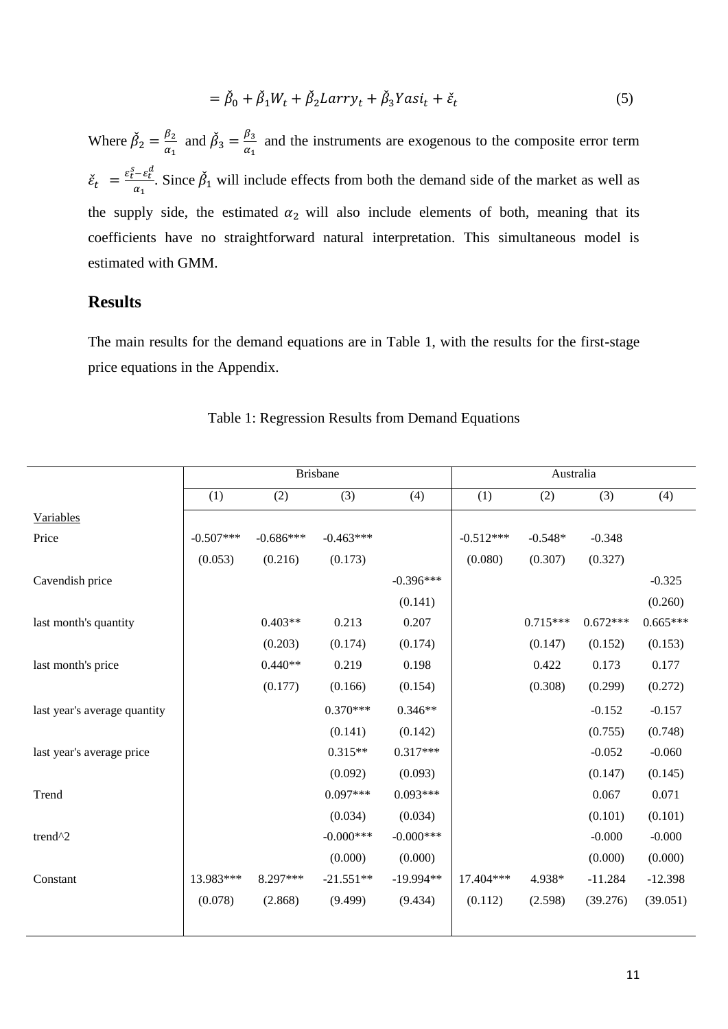$$= \check{\beta}_0 + \check{\beta}_1 W_t + \check{\beta}_2 Larry_t + \check{\beta}_3 Yasi_t + \check{\varepsilon}_t \tag{5}$$

Where $\check{\beta}_2 = \frac{\beta_2}{\alpha_1}$ and $\check{\beta}_3 = \frac{\beta_3}{\alpha_1}$ and the instruments are exogenous to the composite error term $\check{\varepsilon}_t = \frac{\varepsilon_t^s - \varepsilon_t^d}{\alpha_1}$. Since $\check{\beta}_1$ will include effects from both the demand side of the market as well as the supply side, the estimated $\alpha_2$ will also include elements of both, meaning that its coefficients have no straightforward natural interpretation. This simultaneous model is estimated with GMM.

## Results

The main results for the demand equations are in Table 1, with the results for the first-stage price equations in the Appendix.

Table 1: Regression Results from Demand Equations

| | Brisbane | | | | Australia | | | |
|---|---|---|---|---|---|---|---|---|
| | (1) | (2) | (3) | (4) | (1) | (2) | (3) | (4) |
| Variables | | | | | | | | |
| Price | -0.507*** | -0.686*** | -0.463*** | | -0.512*** | -0.548* | -0.348 | |
| | (0.053) | (0.216) | (0.173) | | (0.080) | (0.307) | (0.327) | |
| Cavendish price | | | | -0.396*** | | | | -0.325 |
| | | | | (0.141) | | | | (0.260) |
| last month's quantity | | 0.403** | 0.213 | 0.207 | | 0.715*** | 0.672*** | 0.665*** |
| | | (0.203) | (0.174) | (0.174) | | (0.147) | (0.152) | (0.153) |
| last month's price | | 0.440** | 0.219 | 0.198 | | 0.422 | 0.173 | 0.177 |
| | | (0.177) | (0.166) | (0.154) | | (0.308) | (0.299) | (0.272) |
| last year's average quantity | | | 0.370*** | 0.346** | | | -0.152 | -0.157 |
| | | | (0.141) | (0.142) | | | (0.755) | (0.748) |
| last year's average price | | | 0.315** | 0.317*** | | | -0.052 | -0.060 |
| | | | (0.092) | (0.093) | | | (0.147) | (0.145) |
| Trend | | | 0.097*** | 0.093*** | | | 0.067 | 0.071 |
| | | | (0.034) | (0.034) | | | (0.101) | (0.101) |
| trend^2 | | | -0.000*** | -0.000*** | | | -0.000 | -0.000 |
| | | | (0.000) | (0.000) | | | (0.000) | (0.000) |
| Constant | 13.983*** | 8.297*** | -21.551** | -19.994** | 17.404*** | 4.938* | -11.284 | -12.398 |
| | (0.078) | (2.868) | (9.499) | (9.434) | (0.112) | (2.598) | (39.276) | (39.051) |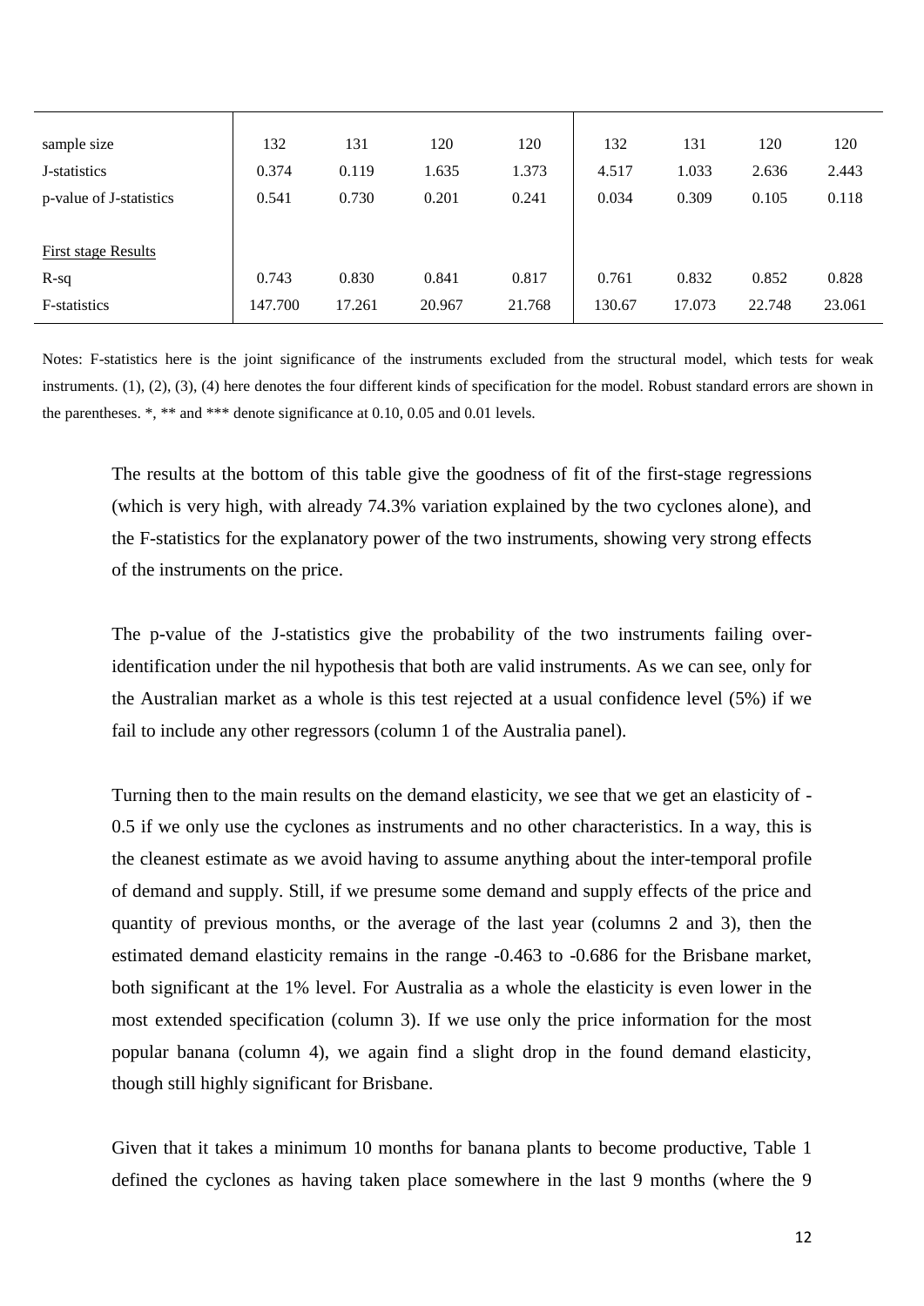| | | | | | | | | |
|---|---|---|---|---|---|---|---|---|
| sample size | 132 | 131 | 120 | 120 | 132 | 131 | 120 | 120 |
| J-statistics | 0.374 | 0.119 | 1.635 | 1.373 | 4.517 | 1.033 | 2.636 | 2.443 |
| p-value of J-statistics | 0.541 | 0.730 | 0.201 | 0.241 | 0.034 | 0.309 | 0.105 | 0.118 |
| | | | | | | | | |
| First stage Results | | | | | | | | |
| R-sq | 0.743 | 0.830 | 0.841 | 0.817 | 0.761 | 0.832 | 0.852 | 0.828 |
| F-statistics | 147.700 | 17.261 | 20.967 | 21.768 | 130.67 | 17.073 | 22.748 | 23.061 |

Notes: F-statistics here is the joint significance of the instruments excluded from the structural model, which tests for weak instruments. (1), (2), (3), (4) here denotes the four different kinds of specification for the model. Robust standard errors are shown in the parentheses. *, ** and *** denote significance at 0.10, 0.05 and 0.01 levels.

The results at the bottom of this table give the goodness of fit of the first-stage regressions (which is very high, with already 74.3% variation explained by the two cyclones alone), and the F-statistics for the explanatory power of the two instruments, showing very strong effects of the instruments on the price.

The p-value of the J-statistics give the probability of the two instruments failing over-identification under the nil hypothesis that both are valid instruments. As we can see, only for the Australian market as a whole is this test rejected at a usual confidence level (5%) if we fail to include any other regressors (column 1 of the Australia panel).

Turning then to the main results on the demand elasticity, we see that we get an elasticity of -0.5 if we only use the cyclones as instruments and no other characteristics. In a way, this is the cleanest estimate as we avoid having to assume anything about the inter-temporal profile of demand and supply. Still, if we presume some demand and supply effects of the price and quantity of previous months, or the average of the last year (columns 2 and 3), then the estimated demand elasticity remains in the range -0.463 to -0.686 for the Brisbane market, both significant at the 1% level. For Australia as a whole the elasticity is even lower in the most extended specification (column 3). If we use only the price information for the most popular banana (column 4), we again find a slight drop in the found demand elasticity, though still highly significant for Brisbane.

Given that it takes a minimum 10 months for banana plants to become productive, Table 1 defined the cyclones as having taken place somewhere in the last 9 months (where the 9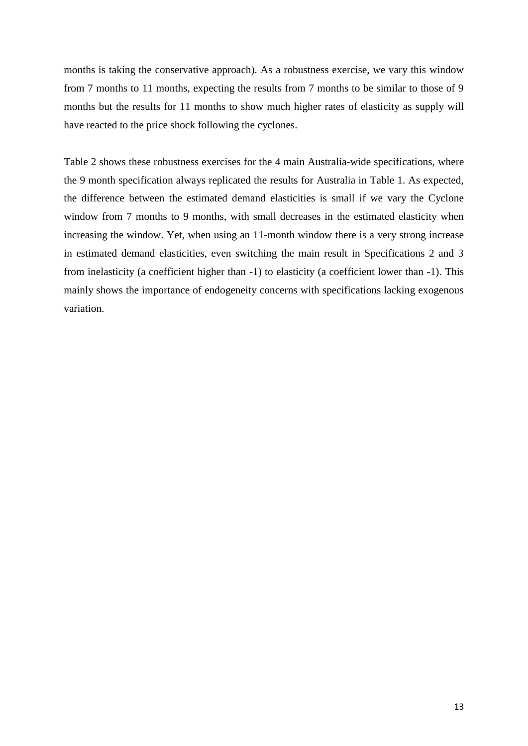months is taking the conservative approach). As a robustness exercise, we vary this window from 7 months to 11 months, expecting the results from 7 months to be similar to those of 9 months but the results for 11 months to show much higher rates of elasticity as supply will have reacted to the price shock following the cyclones.

Table 2 shows these robustness exercises for the 4 main Australia-wide specifications, where the 9 month specification always replicated the results for Australia in Table 1. As expected, the difference between the estimated demand elasticities is small if we vary the Cyclone window from 7 months to 9 months, with small decreases in the estimated elasticity when increasing the window. Yet, when using an 11-month window there is a very strong increase in estimated demand elasticities, even switching the main result in Specifications 2 and 3 from inelasticity (a coefficient higher than -1) to elasticity (a coefficient lower than -1). This mainly shows the importance of endogeneity concerns with specifications lacking exogenous variation.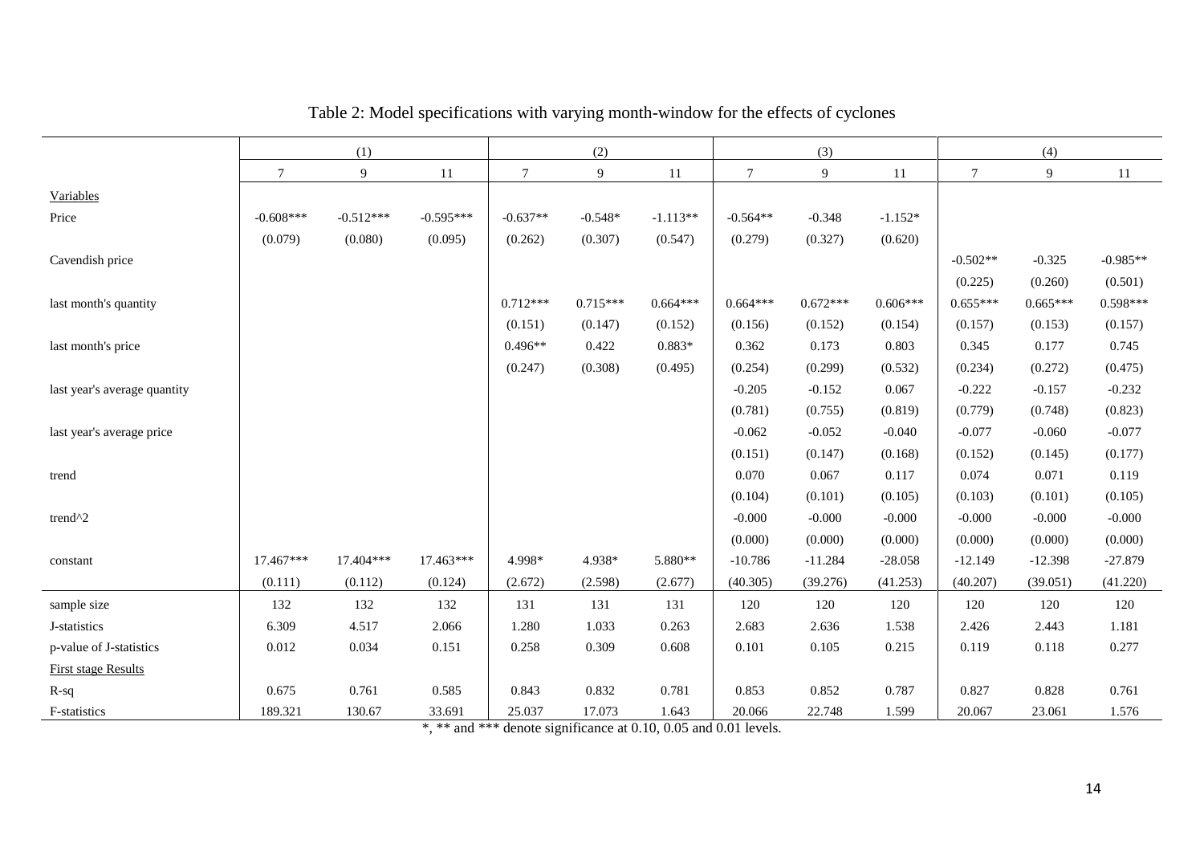Table 2: Model specifications with varying month-window for the effects of cyclones

| | (1) | | | (2) | | | (3) | | | (4) | | |
|---|---|---|---|---|---|---|---|---|---|---|---|---|
| | 7 | 9 | 11 | 7 | 9 | 11 | 7 | 9 | 11 | 7 | 9 | 11 |
| Variables | | | | | | | | | | | | |
| Price | -0.608*** | -0.512*** | -0.595*** | -0.637** | -0.548* | -1.113** | -0.564** | -0.348 | -1.152* | | | |
| | (0.079) | (0.080) | (0.095) | (0.262) | (0.307) | (0.547) | (0.279) | (0.327) | (0.620) | | | |
| Cavendish price | | | | | | | | | | -0.502** | -0.325 | -0.985** |
| | | | | | | | | | | (0.225) | (0.260) | (0.501) |
| last month's quantity | | | | 0.712*** | 0.715*** | 0.664*** | 0.664*** | 0.672*** | 0.606*** | 0.655*** | 0.665*** | 0.598*** |
| | | | | (0.151) | (0.147) | (0.152) | (0.156) | (0.152) | (0.154) | (0.157) | (0.153) | (0.157) |
| last month's price | | | | 0.496** | 0.422 | 0.883* | 0.362 | 0.173 | 0.803 | 0.345 | 0.177 | 0.745 |
| | | | | (0.247) | (0.308) | (0.495) | (0.254) | (0.299) | (0.532) | (0.234) | (0.272) | (0.475) |
| last year's average quantity | | | | | | | -0.205 | -0.152 | 0.067 | -0.222 | -0.157 | -0.232 |
| | | | | | | | (0.781) | (0.755) | (0.819) | (0.779) | (0.748) | (0.823) |
| last year's average price | | | | | | | -0.062 | -0.052 | -0.040 | -0.077 | -0.060 | -0.077 |
| | | | | | | | (0.151) | (0.147) | (0.168) | (0.152) | (0.145) | (0.177) |
| trend | | | | | | | 0.070 | 0.067 | 0.117 | 0.074 | 0.071 | 0.119 |
| | | | | | | | (0.104) | (0.101) | (0.105) | (0.103) | (0.101) | (0.105) |
| trend^2 | | | | | | | -0.000 | -0.000 | -0.000 | -0.000 | -0.000 | -0.000 |
| | | | | | | | (0.000) | (0.000) | (0.000) | (0.000) | (0.000) | (0.000) |
| constant | 17.467*** | 17.404*** | 17.463*** | 4.998* | 4.938* | 5.880** | -10.786 | -11.284 | -28.058 | -12.149 | -12.398 | -27.879 |
| | (0.111) | (0.112) | (0.124) | (2.672) | (2.598) | (2.677) | (40.305) | (39.276) | (41.253) | (40.207) | (39.051) | (41.220) |
| sample size | 132 | 132 | 132 | 131 | 131 | 131 | 120 | 120 | 120 | 120 | 120 | 120 |
| J-statistics | 6.309 | 4.517 | 2.066 | 1.280 | 1.033 | 0.263 | 2.683 | 2.636 | 1.538 | 2.426 | 2.443 | 1.181 |
| p-value of J-statistics | 0.012 | 0.034 | 0.151 | 0.258 | 0.309 | 0.608 | 0.101 | 0.105 | 0.215 | 0.119 | 0.118 | 0.277 |
| First stage Results | | | | | | | | | | | | |
| R-sq | 0.675 | 0.761 | 0.585 | 0.843 | 0.832 | 0.781 | 0.853 | 0.852 | 0.787 | 0.827 | 0.828 | 0.761 |
| F-statistics | 189.321 | 130.67 | 33.691 | 25.037 | 17.073 | 1.643 | 20.066 | 22.748 | 1.599 | 20.067 | 23.061 | 1.576 |

*, ** and *** denote significance at 0.10, 0.05 and 0.01 levels.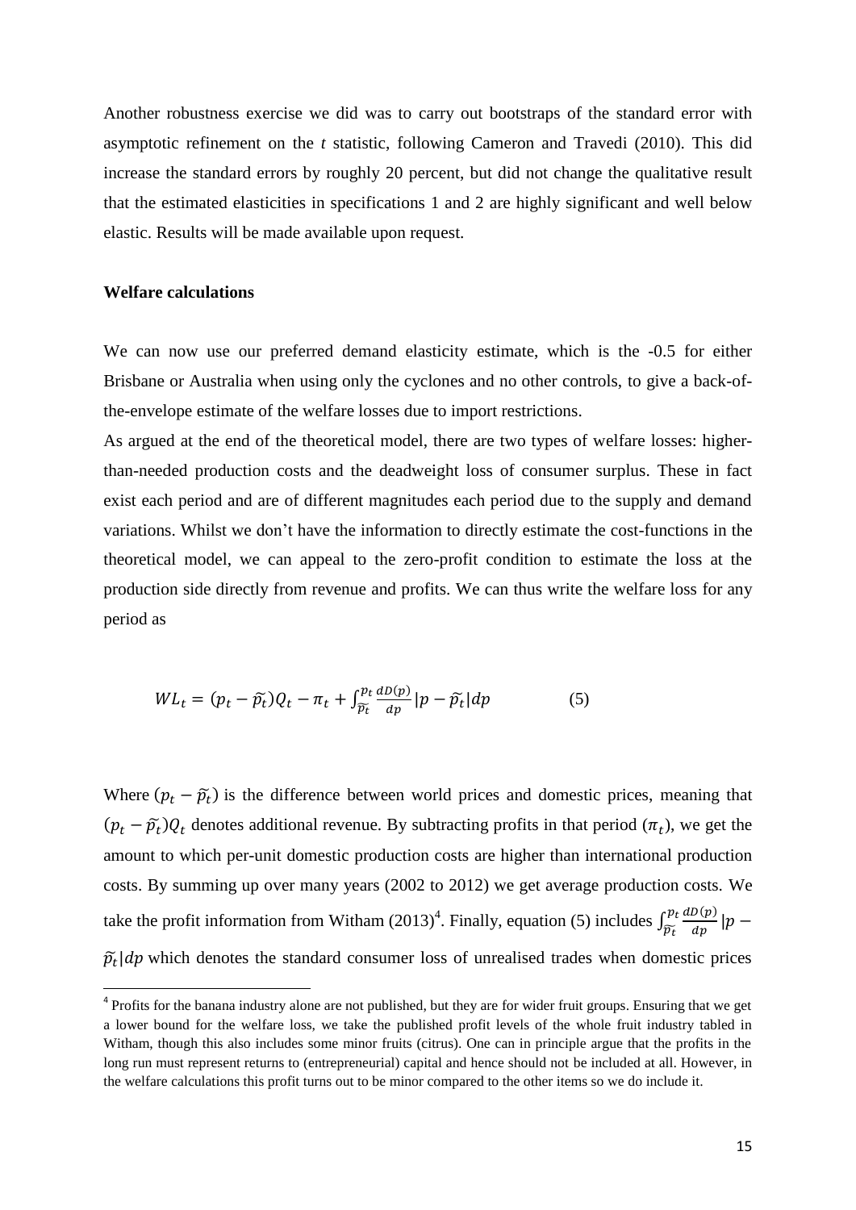Another robustness exercise we did was to carry out bootstraps of the standard error with asymptotic refinement on the *t* statistic, following Cameron and Travedi (2010). This did increase the standard errors by roughly 20 percent, but did not change the qualitative result that the estimated elasticities in specifications 1 and 2 are highly significant and well below elastic. Results will be made available upon request.

**Welfare calculations**

We can now use our preferred demand elasticity estimate, which is the -0.5 for either Brisbane or Australia when using only the cyclones and no other controls, to give a back-of-the-envelope estimate of the welfare losses due to import restrictions.

As argued at the end of the theoretical model, there are two types of welfare losses: higher-than-needed production costs and the deadweight loss of consumer surplus. These in fact exist each period and are of different magnitudes each period due to the supply and demand variations. Whilst we don't have the information to directly estimate the cost-functions in the theoretical model, we can appeal to the zero-profit condition to estimate the loss at the production side directly from revenue and profits. We can thus write the welfare loss for any period as

$$WL_t = (p_t - \widetilde{p_t})Q_t - \pi_t + \int_{\widetilde{p_t}}^{p_t} \frac{dD(p)}{dp} |p - \widetilde{p_t}| dp \qquad (5)$$

Where $(p_t - \widetilde{p_t})$ is the difference between world prices and domestic prices, meaning that $(p_t - \widetilde{p_t})Q_t$ denotes additional revenue. By subtracting profits in that period ($\pi_t$), we get the amount to which per-unit domestic production costs are higher than international production costs. By summing up over many years (2002 to 2012) we get average production costs. We take the profit information from Witham (2013)[4]. Finally, equation (5) includes $\int_{\widetilde{p_t}}^{p_t} \frac{dD(p)}{dp} |p - \widetilde{p_t}| dp$ which denotes the standard consumer loss of unrealised trades when domestic prices

[4] Profits for the banana industry alone are not published, but they are for wider fruit groups. Ensuring that we get a lower bound for the welfare loss, we take the published profit levels of the whole fruit industry tabled in Witham, though this also includes some minor fruits (citrus). One can in principle argue that the profits in the long run must represent returns to (entrepreneurial) capital and hence should not be included at all. However, in the welfare calculations this profit turns out to be minor compared to the other items so we do include it.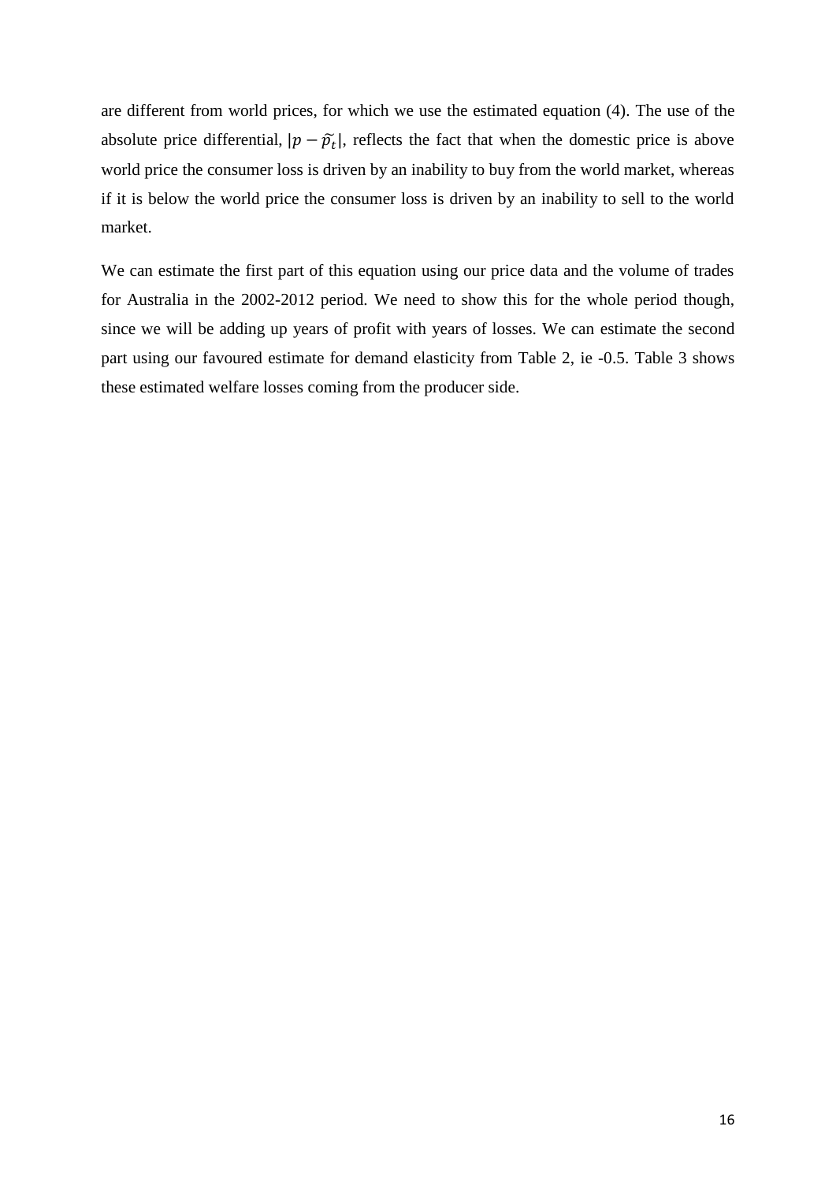are different from world prices, for which we use the estimated equation (4). The use of the absolute price differential, $|p - \widetilde{p_t}|$, reflects the fact that when the domestic price is above world price the consumer loss is driven by an inability to buy from the world market, whereas if it is below the world price the consumer loss is driven by an inability to sell to the world market.

We can estimate the first part of this equation using our price data and the volume of trades for Australia in the 2002-2012 period. We need to show this for the whole period though, since we will be adding up years of profit with years of losses. We can estimate the second part using our favoured estimate for demand elasticity from Table 2, ie -0.5. Table 3 shows these estimated welfare losses coming from the producer side.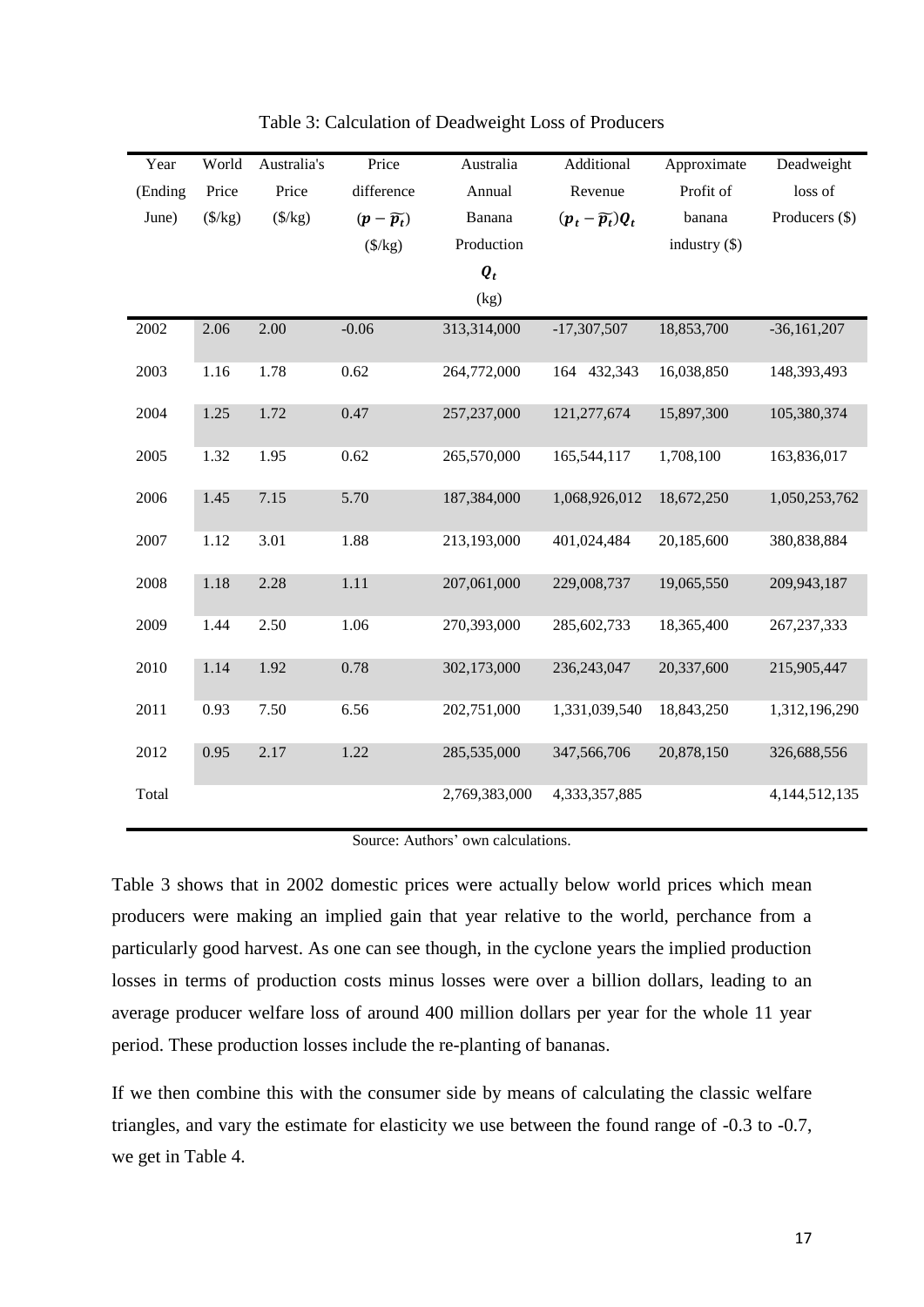Table 3: Calculation of Deadweight Loss of Producers

| Year (Ending June) | World Price ($/kg) | Australia's Price ($/kg) | Price difference $(p - \widetilde{p_t})$ ($/kg) | Australia Annual Banana Production $Q_t$ (kg) | Additional Revenue $(p_t - \widetilde{p_t})Q_t$ | Approximate Profit of banana industry ($) | Deadweight loss of Producers ($) |
|---|---|---|---|---|---|---|---|
| 2002 | 2.06 | 2.00 | -0.06 | 313,314,000 | -17,307,507 | 18,853,700 | -36,161,207 |
| 2003 | 1.16 | 1.78 | 0.62 | 264,772,000 | 164 432,343 | 16,038,850 | 148,393,493 |
| 2004 | 1.25 | 1.72 | 0.47 | 257,237,000 | 121,277,674 | 15,897,300 | 105,380,374 |
| 2005 | 1.32 | 1.95 | 0.62 | 265,570,000 | 165,544,117 | 1,708,100 | 163,836,017 |
| 2006 | 1.45 | 7.15 | 5.70 | 187,384,000 | 1,068,926,012 | 18,672,250 | 1,050,253,762 |
| 2007 | 1.12 | 3.01 | 1.88 | 213,193,000 | 401,024,484 | 20,185,600 | 380,838,884 |
| 2008 | 1.18 | 2.28 | 1.11 | 207,061,000 | 229,008,737 | 19,065,550 | 209,943,187 |
| 2009 | 1.44 | 2.50 | 1.06 | 270,393,000 | 285,602,733 | 18,365,400 | 267,237,333 |
| 2010 | 1.14 | 1.92 | 0.78 | 302,173,000 | 236,243,047 | 20,337,600 | 215,905,447 |
| 2011 | 0.93 | 7.50 | 6.56 | 202,751,000 | 1,331,039,540 | 18,843,250 | 1,312,196,290 |
| 2012 | 0.95 | 2.17 | 1.22 | 285,535,000 | 347,566,706 | 20,878,150 | 326,688,556 |
| Total | | | | 2,769,383,000 | 4,333,357,885 | | 4,144,512,135 |

Source: Authors' own calculations.

Table 3 shows that in 2002 domestic prices were actually below world prices which mean producers were making an implied gain that year relative to the world, perchance from a particularly good harvest. As one can see though, in the cyclone years the implied production losses in terms of production costs minus losses were over a billion dollars, leading to an average producer welfare loss of around 400 million dollars per year for the whole 11 year period. These production losses include the re-planting of bananas.

If we then combine this with the consumer side by means of calculating the classic welfare triangles, and vary the estimate for elasticity we use between the found range of -0.3 to -0.7, we get in Table 4.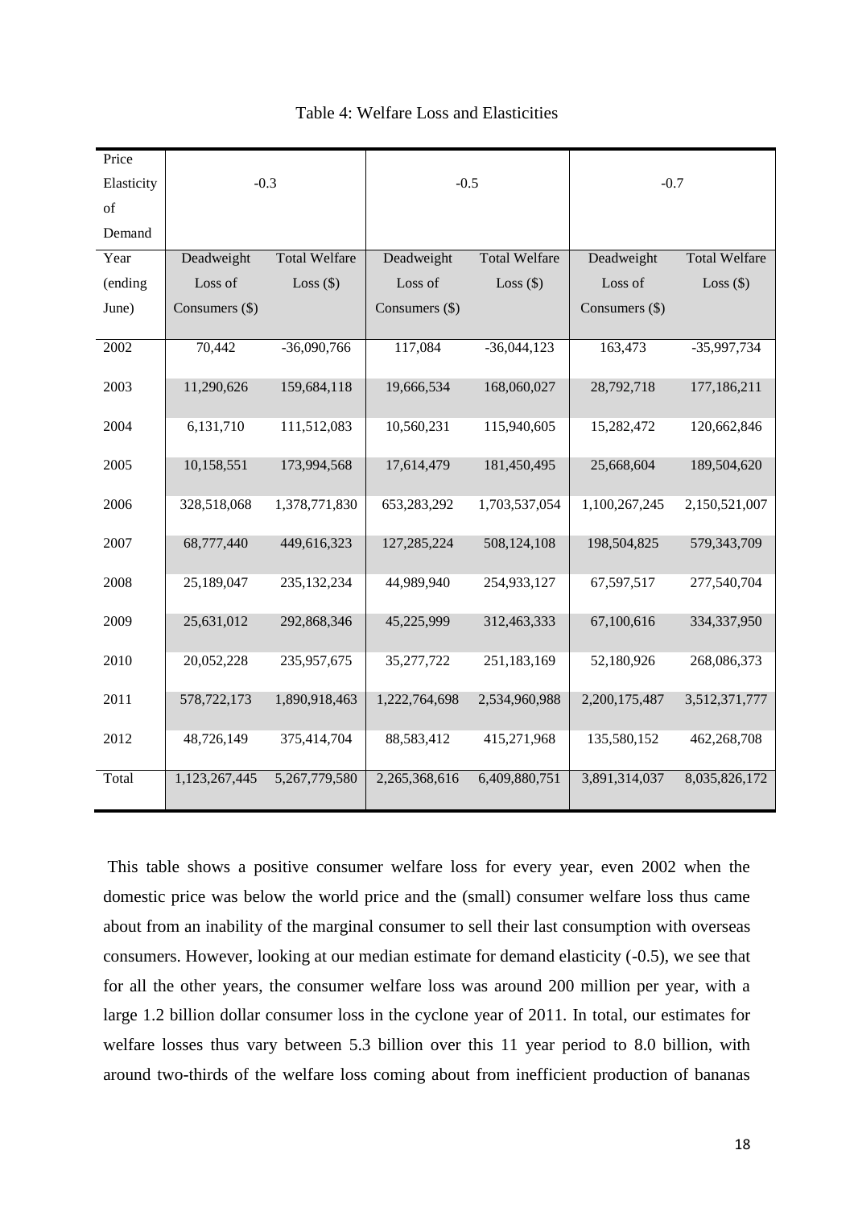Table 4: Welfare Loss and Elasticities

| Price Elasticity of Demand | -0.3 | | -0.5 | | -0.7 | |
|---|---|---|---|---|---|---|
| Year (ending June) | Deadweight Loss of Consumers ($) | Total Welfare Loss ($) | Deadweight Loss of Consumers ($) | Total Welfare Loss ($) | Deadweight Loss of Consumers ($) | Total Welfare Loss ($) |
| 2002 | 70,442 | -36,090,766 | 117,084 | -36,044,123 | 163,473 | -35,997,734 |
| 2003 | 11,290,626 | 159,684,118 | 19,666,534 | 168,060,027 | 28,792,718 | 177,186,211 |
| 2004 | 6,131,710 | 111,512,083 | 10,560,231 | 115,940,605 | 15,282,472 | 120,662,846 |
| 2005 | 10,158,551 | 173,994,568 | 17,614,479 | 181,450,495 | 25,668,604 | 189,504,620 |
| 2006 | 328,518,068 | 1,378,771,830 | 653,283,292 | 1,703,537,054 | 1,100,267,245 | 2,150,521,007 |
| 2007 | 68,777,440 | 449,616,323 | 127,285,224 | 508,124,108 | 198,504,825 | 579,343,709 |
| 2008 | 25,189,047 | 235,132,234 | 44,989,940 | 254,933,127 | 67,597,517 | 277,540,704 |
| 2009 | 25,631,012 | 292,868,346 | 45,225,999 | 312,463,333 | 67,100,616 | 334,337,950 |
| 2010 | 20,052,228 | 235,957,675 | 35,277,722 | 251,183,169 | 52,180,926 | 268,086,373 |
| 2011 | 578,722,173 | 1,890,918,463 | 1,222,764,698 | 2,534,960,988 | 2,200,175,487 | 3,512,371,777 |
| 2012 | 48,726,149 | 375,414,704 | 88,583,412 | 415,271,968 | 135,580,152 | 462,268,708 |
| Total | 1,123,267,445 | 5,267,779,580 | 2,265,368,616 | 6,409,880,751 | 3,891,314,037 | 8,035,826,172 |

This table shows a positive consumer welfare loss for every year, even 2002 when the domestic price was below the world price and the (small) consumer welfare loss thus came about from an inability of the marginal consumer to sell their last consumption with overseas consumers. However, looking at our median estimate for demand elasticity (-0.5), we see that for all the other years, the consumer welfare loss was around 200 million per year, with a large 1.2 billion dollar consumer loss in the cyclone year of 2011. In total, our estimates for welfare losses thus vary between 5.3 billion over this 11 year period to 8.0 billion, with around two-thirds of the welfare loss coming about from inefficient production of bananas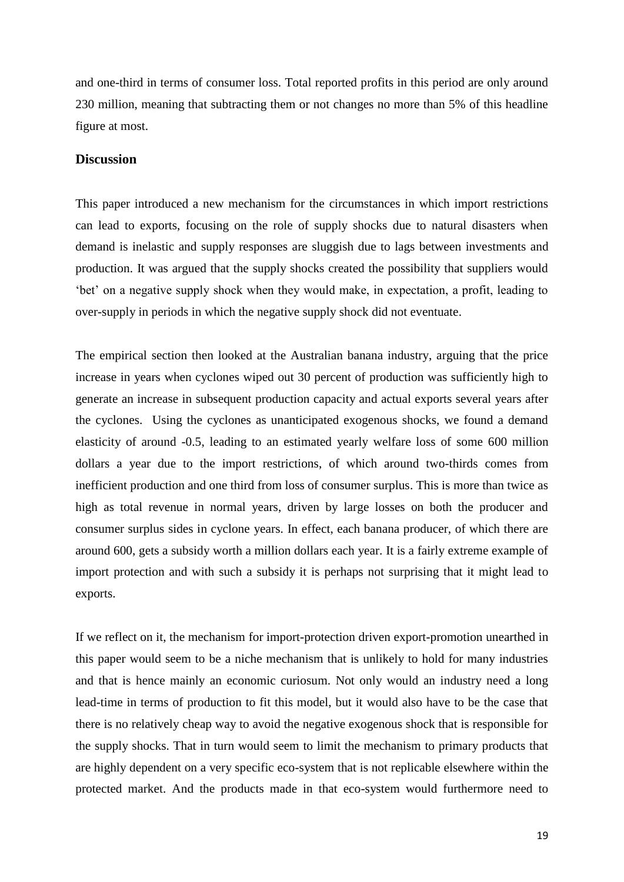and one-third in terms of consumer loss. Total reported profits in this period are only around 230 million, meaning that subtracting them or not changes no more than 5% of this headline figure at most.

## Discussion

This paper introduced a new mechanism for the circumstances in which import restrictions can lead to exports, focusing on the role of supply shocks due to natural disasters when demand is inelastic and supply responses are sluggish due to lags between investments and production. It was argued that the supply shocks created the possibility that suppliers would 'bet' on a negative supply shock when they would make, in expectation, a profit, leading to over-supply in periods in which the negative supply shock did not eventuate.

The empirical section then looked at the Australian banana industry, arguing that the price increase in years when cyclones wiped out 30 percent of production was sufficiently high to generate an increase in subsequent production capacity and actual exports several years after the cyclones. Using the cyclones as unanticipated exogenous shocks, we found a demand elasticity of around -0.5, leading to an estimated yearly welfare loss of some 600 million dollars a year due to the import restrictions, of which around two-thirds comes from inefficient production and one third from loss of consumer surplus. This is more than twice as high as total revenue in normal years, driven by large losses on both the producer and consumer surplus sides in cyclone years. In effect, each banana producer, of which there are around 600, gets a subsidy worth a million dollars each year. It is a fairly extreme example of import protection and with such a subsidy it is perhaps not surprising that it might lead to exports.

If we reflect on it, the mechanism for import-protection driven export-promotion unearthed in this paper would seem to be a niche mechanism that is unlikely to hold for many industries and that is hence mainly an economic curiosum. Not only would an industry need a long lead-time in terms of production to fit this model, but it would also have to be the case that there is no relatively cheap way to avoid the negative exogenous shock that is responsible for the supply shocks. That in turn would seem to limit the mechanism to primary products that are highly dependent on a very specific eco-system that is not replicable elsewhere within the protected market. And the products made in that eco-system would furthermore need to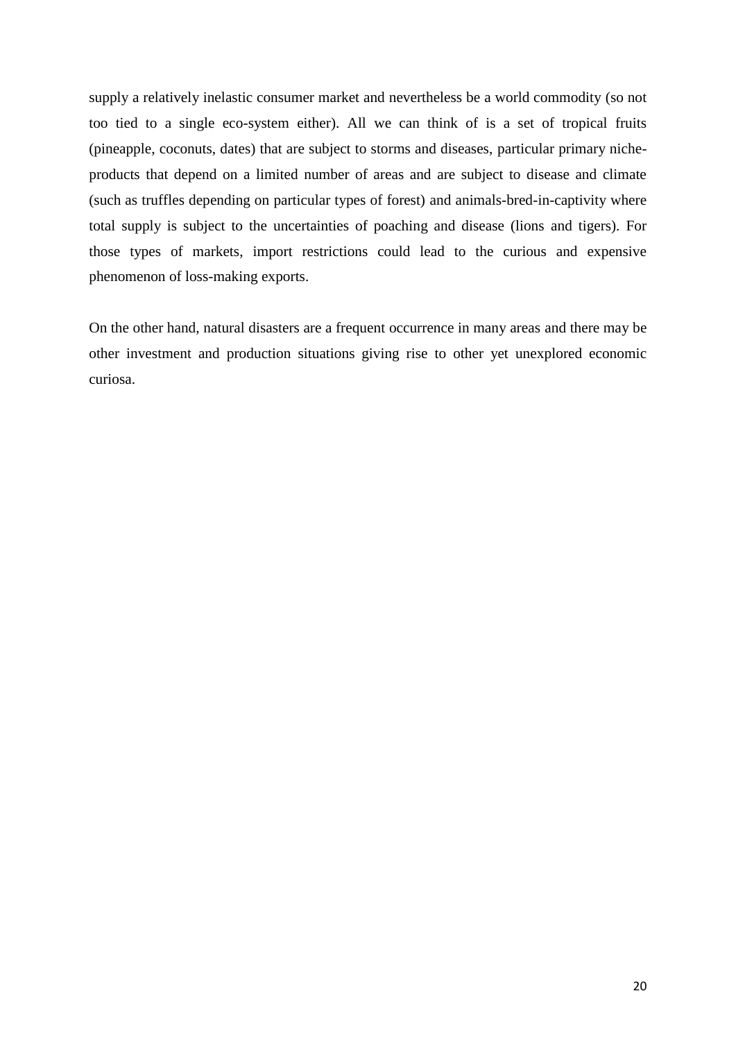supply a relatively inelastic consumer market and nevertheless be a world commodity (so not too tied to a single eco-system either). All we can think of is a set of tropical fruits (pineapple, coconuts, dates) that are subject to storms and diseases, particular primary niche-products that depend on a limited number of areas and are subject to disease and climate (such as truffles depending on particular types of forest) and animals-bred-in-captivity where total supply is subject to the uncertainties of poaching and disease (lions and tigers). For those types of markets, import restrictions could lead to the curious and expensive phenomenon of loss-making exports.

On the other hand, natural disasters are a frequent occurrence in many areas and there may be other investment and production situations giving rise to other yet unexplored economic curiosa.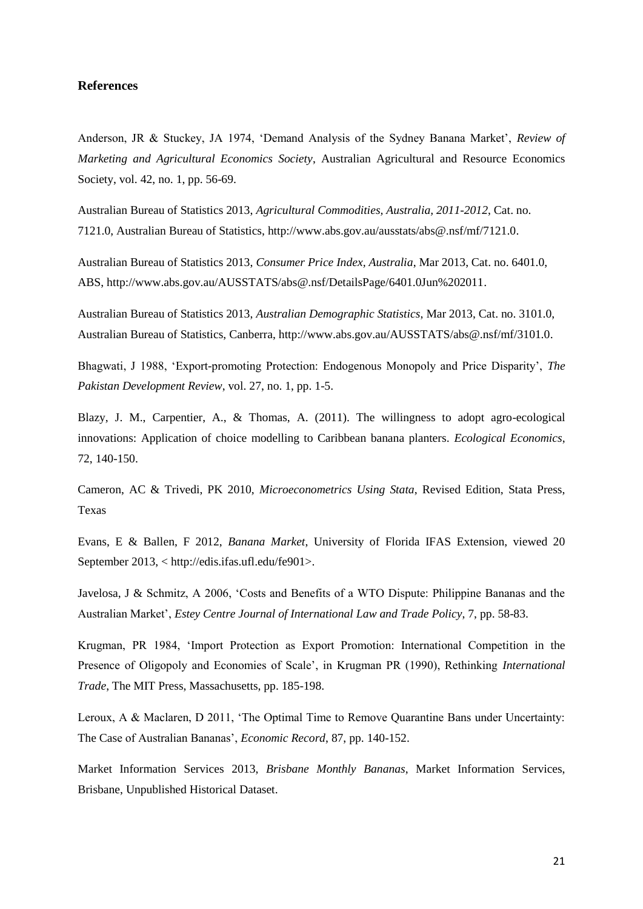## References

Anderson, JR & Stuckey, JA 1974, 'Demand Analysis of the Sydney Banana Market', *Review of Marketing and Agricultural Economics Society*, Australian Agricultural and Resource Economics Society, vol. 42, no. 1, pp. 56-69.

Australian Bureau of Statistics 2013, *Agricultural Commodities, Australia, 2011-2012*, Cat. no. 7121.0, Australian Bureau of Statistics, http://www.abs.gov.au/ausstats/abs@.nsf/mf/7121.0.

Australian Bureau of Statistics 2013, *Consumer Price Index, Australia*, Mar 2013, Cat. no. 6401.0, ABS, http://www.abs.gov.au/AUSSTATS/abs@.nsf/DetailsPage/6401.0Jun%202011.

Australian Bureau of Statistics 2013, *Australian Demographic Statistics*, Mar 2013, Cat. no. 3101.0, Australian Bureau of Statistics, Canberra, http://www.abs.gov.au/AUSSTATS/abs@.nsf/mf/3101.0.

Bhagwati, J 1988, 'Export-promoting Protection: Endogenous Monopoly and Price Disparity', *The Pakistan Development Review*, vol. 27, no. 1, pp. 1-5.

Blazy, J. M., Carpentier, A., & Thomas, A. (2011). The willingness to adopt agro-ecological innovations: Application of choice modelling to Caribbean banana planters. *Ecological Economics*, 72, 140-150.

Cameron, AC & Trivedi, PK 2010, *Microeconometrics Using Stata*, Revised Edition, Stata Press, Texas

Evans, E & Ballen, F 2012, *Banana Market*, University of Florida IFAS Extension, viewed 20 September 2013, < http://edis.ifas.ufl.edu/fe901>.

Javelosa, J & Schmitz, A 2006, 'Costs and Benefits of a WTO Dispute: Philippine Bananas and the Australian Market', *Estey Centre Journal of International Law and Trade Policy*, 7, pp. 58-83.

Krugman, PR 1984, 'Import Protection as Export Promotion: International Competition in the Presence of Oligopoly and Economies of Scale', in Krugman PR (1990), Rethinking *International Trade*, The MIT Press, Massachusetts, pp. 185-198.

Leroux, A & Maclaren, D 2011, 'The Optimal Time to Remove Quarantine Bans under Uncertainty: The Case of Australian Bananas', *Economic Record*, 87, pp. 140-152.

Market Information Services 2013, *Brisbane Monthly Bananas*, Market Information Services, Brisbane, Unpublished Historical Dataset.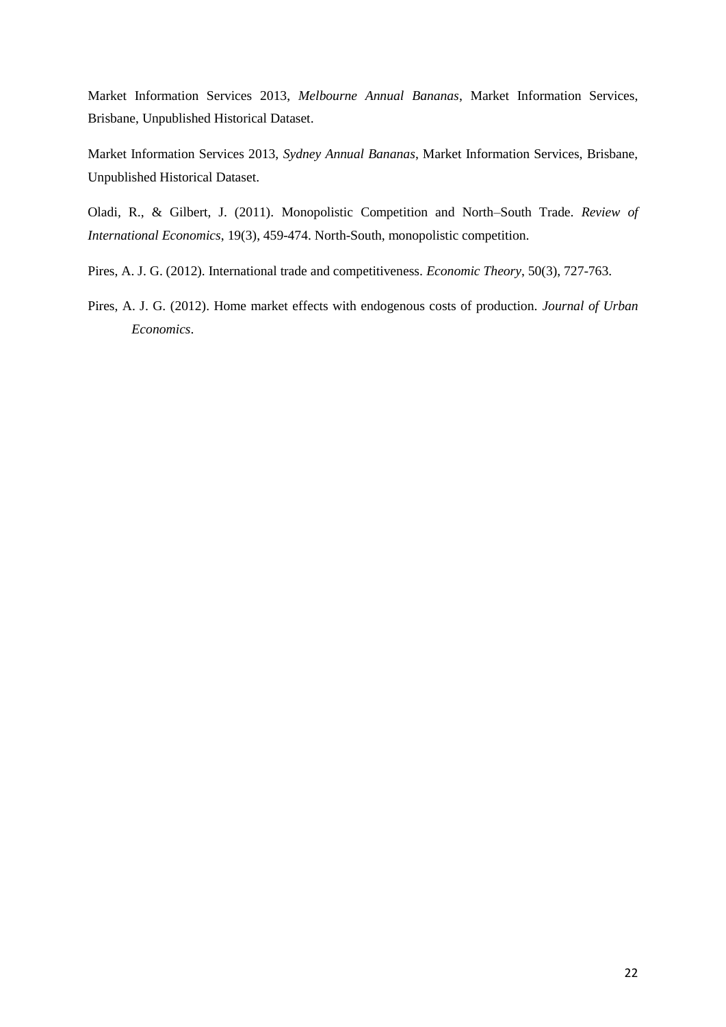Market Information Services 2013, *Melbourne Annual Bananas*, Market Information Services, Brisbane, Unpublished Historical Dataset.

Market Information Services 2013, *Sydney Annual Bananas*, Market Information Services, Brisbane, Unpublished Historical Dataset.

Oladi, R., & Gilbert, J. (2011). Monopolistic Competition and North–South Trade. *Review of International Economics*, 19(3), 459-474. North-South, monopolistic competition.

Pires, A. J. G. (2012). International trade and competitiveness. *Economic Theory*, 50(3), 727-763.

Pires, A. J. G. (2012). Home market effects with endogenous costs of production. *Journal of Urban Economics*.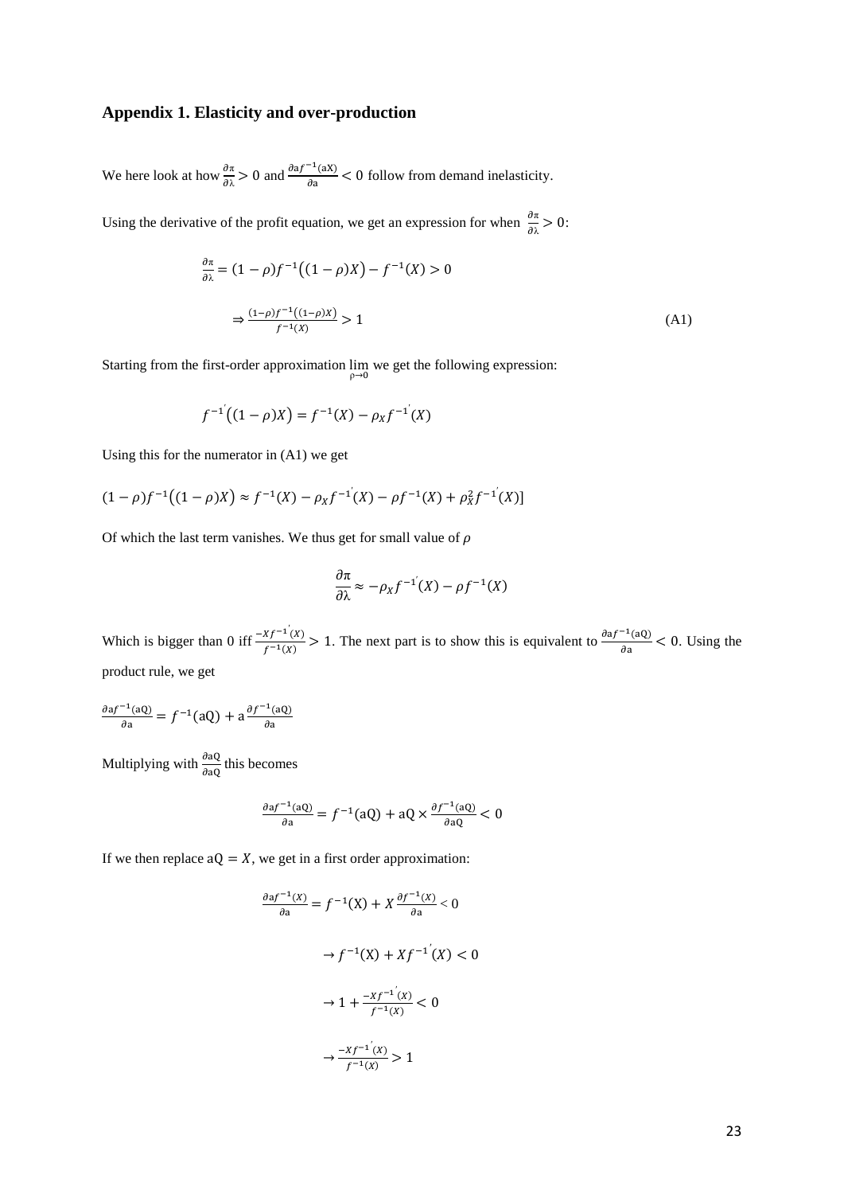## Appendix 1. Elasticity and over-production

We here look at how $\frac{\partial \pi}{\partial \lambda} > 0$ and $\frac{\partial a f^{-1}(aX)}{\partial a} < 0$ follow from demand inelasticity.

Using the derivative of the profit equation, we get an expression for when $\frac{\partial \pi}{\partial \lambda} > 0$:

$$\frac{\partial \pi}{\partial \lambda} = (1-\rho) f^{-1}\big((1-\rho)X\big) - f^{-1}(X) > 0$$

$$\Rightarrow \frac{(1-\rho) f^{-1}\big((1-\rho)X\big)}{f^{-1}(X)} > 1 \tag{A1}$$

Starting from the first-order approximation $\lim_{\rho \to 0}$ we get the following expression:

$$f^{-1'}\big((1-\rho)X\big) = f^{-1}(X) - \rho_X f^{-1'}(X)$$

Using this for the numerator in (A1) we get

$$(1-\rho) f^{-1}\big((1-\rho)X\big) \approx f^{-1}(X) - \rho_X f^{-1'}(X) - \rho f^{-1}(X) + \rho_X^2 f^{-1'}(X)]$$

Of which the last term vanishes. We thus get for small value of $\rho$

$$\frac{\partial \pi}{\partial \lambda} \approx -\rho_X f^{-1'}(X) - \rho f^{-1}(X)$$

Which is bigger than 0 iff $\frac{-X f^{-1'}(X)}{f^{-1}(X)} > 1$. The next part is to show this is equivalent to $\frac{\partial a f^{-1}(aQ)}{\partial a} < 0$. Using the product rule, we get

$$\frac{\partial a f^{-1}(aQ)}{\partial a} = f^{-1}(aQ) + a \frac{\partial f^{-1}(aQ)}{\partial a}$$

Multiplying with $\frac{\partial aQ}{\partial aQ}$ this becomes

$$\frac{\partial a f^{-1}(aQ)}{\partial a} = f^{-1}(aQ) + aQ \times \frac{\partial f^{-1}(aQ)}{\partial aQ} < 0$$

If we then replace $aQ = X$, we get in a first order approximation:

$$\frac{\partial a f^{-1}(X)}{\partial a} = f^{-1}(X) + X \frac{\partial f^{-1}(X)}{\partial a} < 0$$

$$\rightarrow f^{-1}(X) + X f^{-1'}(X) < 0$$

$$\rightarrow 1 + \frac{-X f^{-1'}(X)}{f^{-1}(X)} < 0$$

$$\rightarrow \frac{-X f^{-1'}(X)}{f^{-1}(X)} > 1$$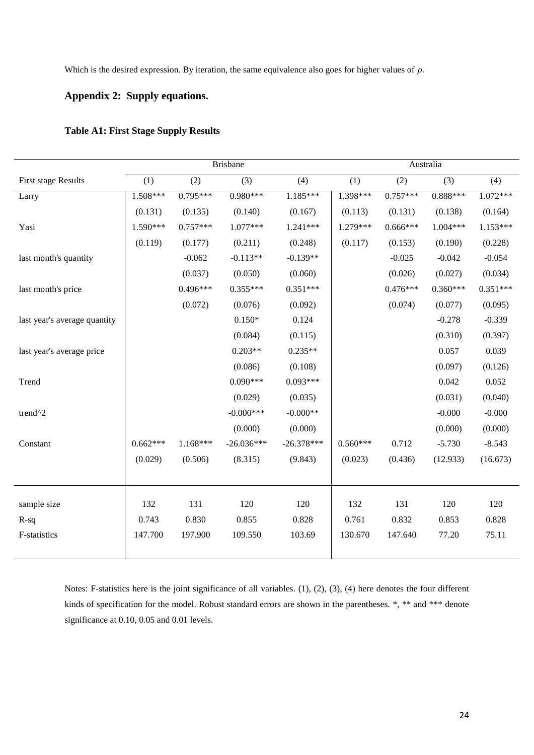Which is the desired expression. By iteration, the same equivalence also goes for higher values of $\rho$.

## Appendix 2: Supply equations.

### Table A1: First Stage Supply Results

| | Brisbane | | | | Australia | | | |
|---|---|---|---|---|---|---|---|---|
| First stage Results | (1) | (2) | (3) | (4) | (1) | (2) | (3) | (4) |
| Larry | 1.508*** | 0.795*** | 0.980*** | 1.185*** | 1.398*** | 0.757*** | 0.888*** | 1.072*** |
| | (0.131) | (0.135) | (0.140) | (0.167) | (0.113) | (0.131) | (0.138) | (0.164) |
| Yasi | 1.590*** | 0.757*** | 1.077*** | 1.241*** | 1.279*** | 0.666*** | 1.004*** | 1.153*** |
| | (0.119) | (0.177) | (0.211) | (0.248) | (0.117) | (0.153) | (0.190) | (0.228) |
| last month's quantity | | -0.062 | -0.113** | -0.139** | | -0.025 | -0.042 | -0.054 |
| | | (0.037) | (0.050) | (0.060) | | (0.026) | (0.027) | (0.034) |
| last month's price | | 0.496*** | 0.355*** | 0.351*** | | 0.476*** | 0.360*** | 0.351*** |
| | | (0.072) | (0.076) | (0.092) | | (0.074) | (0.077) | (0.095) |
| last year's average quantity | | | 0.150* | 0.124 | | | -0.278 | -0.339 |
| | | | (0.084) | (0.115) | | | (0.310) | (0.397) |
| last year's average price | | | 0.203** | 0.235** | | | 0.057 | 0.039 |
| | | | (0.086) | (0.108) | | | (0.097) | (0.126) |
| Trend | | | 0.090*** | 0.093*** | | | 0.042 | 0.052 |
| | | | (0.029) | (0.035) | | | (0.031) | (0.040) |
| trend^2 | | | -0.000*** | -0.000** | | | -0.000 | -0.000 |
| | | | (0.000) | (0.000) | | | (0.000) | (0.000) |
| Constant | 0.662*** | 1.168*** | -26.036*** | -26.378*** | 0.560*** | 0.712 | -5.730 | -8.543 |
| | (0.029) | (0.506) | (8.315) | (9.843) | (0.023) | (0.436) | (12.933) | (16.673) |
| sample size | 132 | 131 | 120 | 120 | 132 | 131 | 120 | 120 |
| R-sq | 0.743 | 0.830 | 0.855 | 0.828 | 0.761 | 0.832 | 0.853 | 0.828 |
| F-statistics | 147.700 | 197.900 | 109.550 | 103.69 | 130.670 | 147.640 | 77.20 | 75.11 |

Notes: F-statistics here is the joint significance of all variables. (1), (2), (3), (4) here denotes the four different kinds of specification for the model. Robust standard errors are shown in the parentheses. *, ** and *** denote significance at 0.10, 0.05 and 0.01 levels.